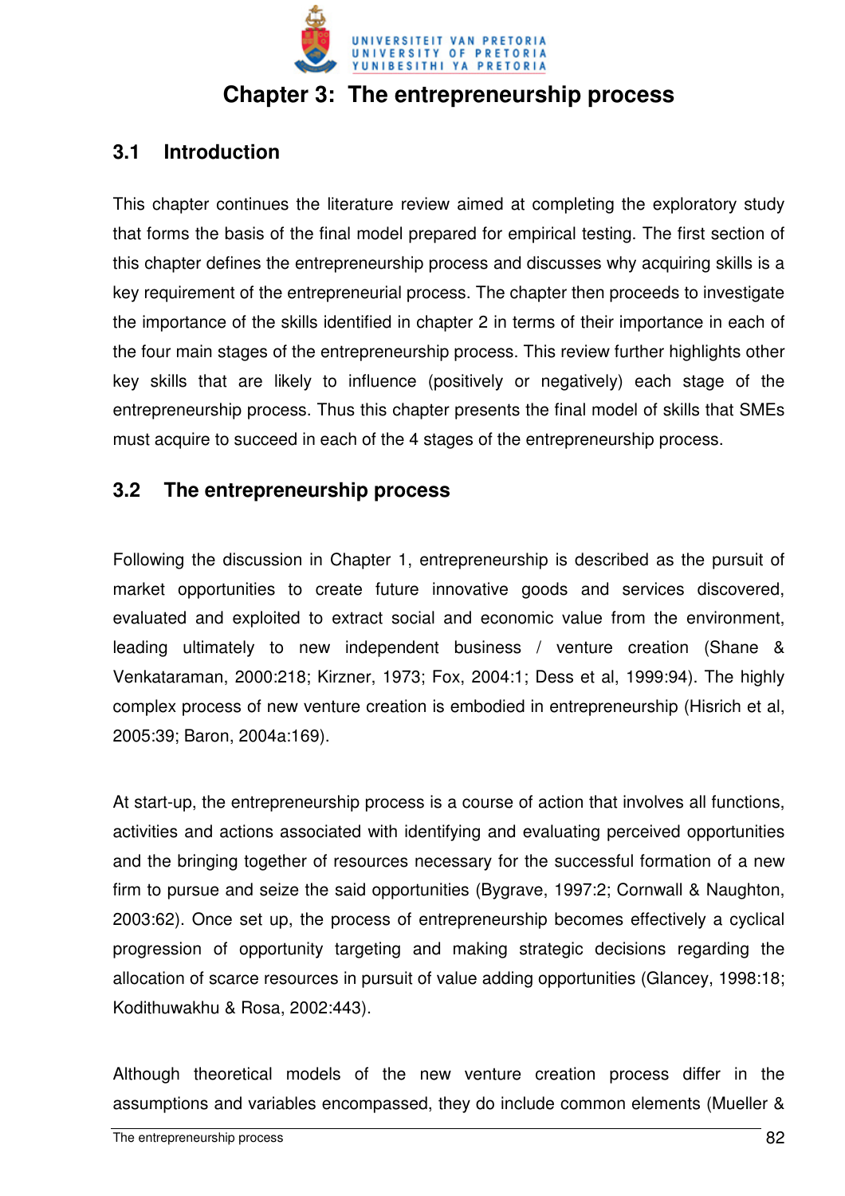# Chapter 3: The entrepreneurship process

## 3.1 Introduction

This chapter continues the literature review aimed at completing the exploratory study that forms the basis of the final model prepared for empirical testing. The first section of this chapter defines the entrepreneurship process and discusses why acquiring skills is a key requirement of the entrepreneurial process. The chapter then proceeds to investigate the importance of the skills identified in chapter 2 in terms of their importance in each of the four main stages of the entrepreneurship process. This review further highlights other key skills that are likely to influence (positively or negatively) each stage of the entrepreneurship process. Thus this chapter presents the final model of skills that SMEs must acquire to succeed in each of the 4 stages of the entrepreneurship process.

## 3.2 The entrepreneurship process

Following the discussion in Chapter 1, entrepreneurship is described as the pursuit of market opportunities to create future innovative goods and services discovered, evaluated and exploited to extract social and economic value from the environment, leading ultimately to new independent business / venture creation (Shane & Venkataraman, 2000:218; Kirzner, 1973; Fox, 2004:1; Dess et al, 1999:94). The highly complex process of new venture creation is embodied in entrepreneurship (Hisrich et al, 2005:39; Baron, 2004a:169).

At start-up, the entrepreneurship process is a course of action that involves all functions, activities and actions associated with identifying and evaluating perceived opportunities and the bringing together of resources necessary for the successful formation of a new firm to pursue and seize the said opportunities (Bygrave, 1997:2; Cornwall & Naughton, 2003:62). Once set up, the process of entrepreneurship becomes effectively a cyclical progression of opportunity targeting and making strategic decisions regarding the allocation of scarce resources in pursuit of value adding opportunities (Glancey, 1998:18; Kodithuwakhu & Rosa, 2002:443).

Although theoretical models of the new venture creation process differ in the assumptions and variables encompassed, they do include common elements (Mueller &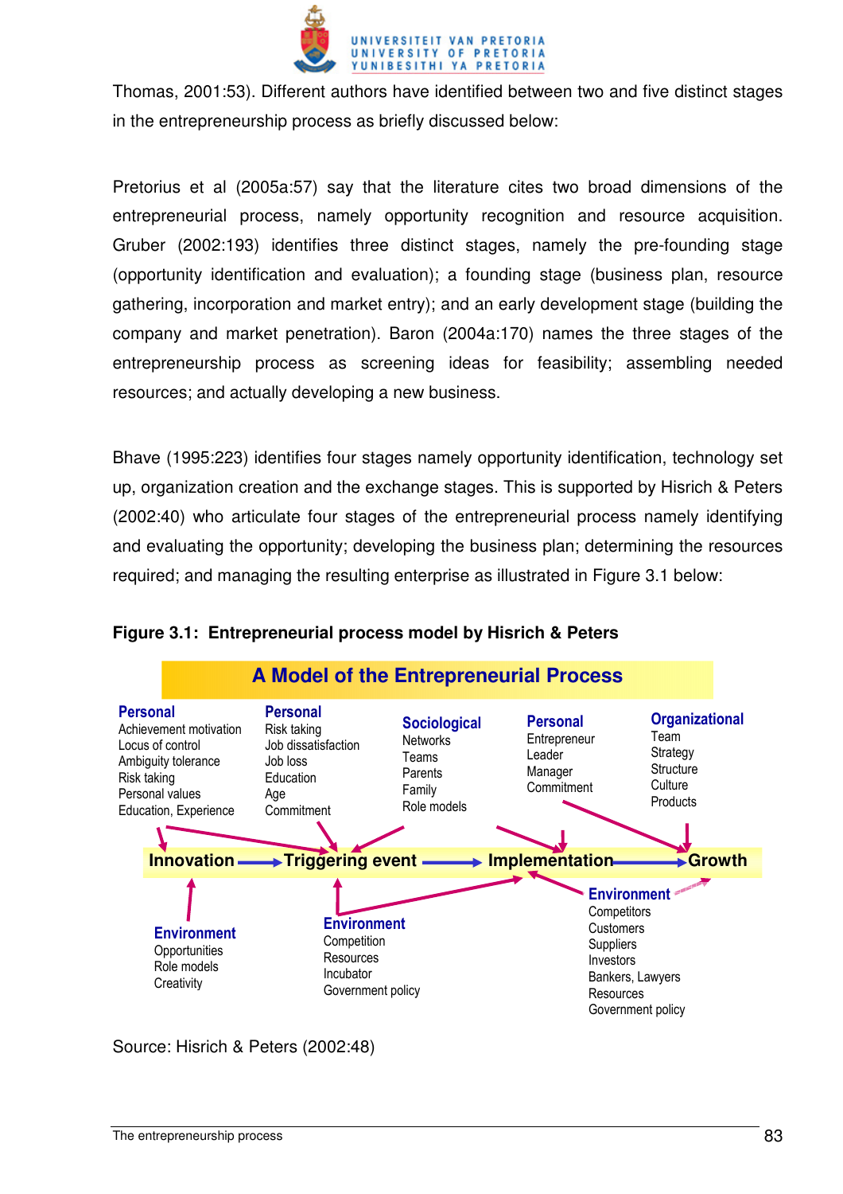Thomas, 2001:53). Different authors have identified between two and five distinct stages in the entrepreneurship process as briefly discussed below:

Pretorius et al (2005a:57) say that the literature cites two broad dimensions of the entrepreneurial process, namely opportunity recognition and resource acquisition. Gruber (2002:193) identifies three distinct stages, namely the pre-founding stage (opportunity identification and evaluation); a founding stage (business plan, resource gathering, incorporation and market entry); and an early development stage (building the company and market penetration). Baron (2004a:170) names the three stages of the entrepreneurship process as screening ideas for feasibility; assembling needed resources; and actually developing a new business.

Bhave (1995:223) identifies four stages namely opportunity identification, technology set up, organization creation and the exchange stages. This is supported by Hisrich & Peters (2002:40) who articulate four stages of the entrepreneurial process namely identifying and evaluating the opportunity; developing the business plan; determining the resources required; and managing the resulting enterprise as illustrated in Figure 3.1 below:

**Figure 3.1: Entrepreneurial process model by Hisrich & Peters**

**A Model of the Entrepreneurial Process**

**Personal**
Achievement motivation
Locus of control
Ambiguity tolerance
Risk taking
Personal values
Education, Experience

**Personal**
Risk taking
Job dissatisfaction
Job loss
Education
Age
Commitment

**Sociological**
Networks
Teams
Parents
Family
Role models

**Personal**
Entrepreneur
Leader
Manager
Commitment

**Organizational**
Team
Strategy
Structure
Culture
Products

**Innovation → Triggering event → Implementation → Growth**

**Environment**
Opportunities
Role models
Creativity

**Environment**
Competition
Resources
Incubator
Government policy

**Environment**
Competitors
Customers
Suppliers
Investors
Bankers, Lawyers
Resources
Government policy

Source: Hisrich & Peters (2002:48)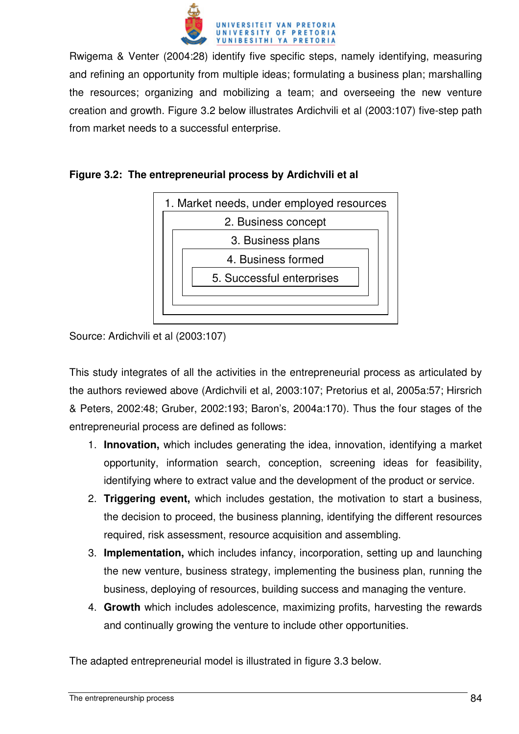Rwigema & Venter (2004:28) identify five specific steps, namely identifying, measuring and refining an opportunity from multiple ideas; formulating a business plan; marshalling the resources; organizing and mobilizing a team; and overseeing the new venture creation and growth. Figure 3.2 below illustrates Ardichvili et al (2003:107) five-step path from market needs to a successful enterprise.

**Figure 3.2: The entrepreneurial process by Ardichvili et al**

1. Market needs, under employed resources
2. Business concept
3. Business plans
4. Business formed
5. Successful enterprises

Source: Ardichvili et al (2003:107)

This study integrates of all the activities in the entrepreneurial process as articulated by the authors reviewed above (Ardichvili et al, 2003:107; Pretorius et al, 2005a:57; Hirsrich & Peters, 2002:48; Gruber, 2002:193; Baron's, 2004a:170). Thus the four stages of the entrepreneurial process are defined as follows:

1. **Innovation,** which includes generating the idea, innovation, identifying a market opportunity, information search, conception, screening ideas for feasibility, identifying where to extract value and the development of the product or service.
2. **Triggering event,** which includes gestation, the motivation to start a business, the decision to proceed, the business planning, identifying the different resources required, risk assessment, resource acquisition and assembling.
3. **Implementation,** which includes infancy, incorporation, setting up and launching the new venture, business strategy, implementing the business plan, running the business, deploying of resources, building success and managing the venture.
4. **Growth** which includes adolescence, maximizing profits, harvesting the rewards and continually growing the venture to include other opportunities.

The adapted entrepreneurial model is illustrated in figure 3.3 below.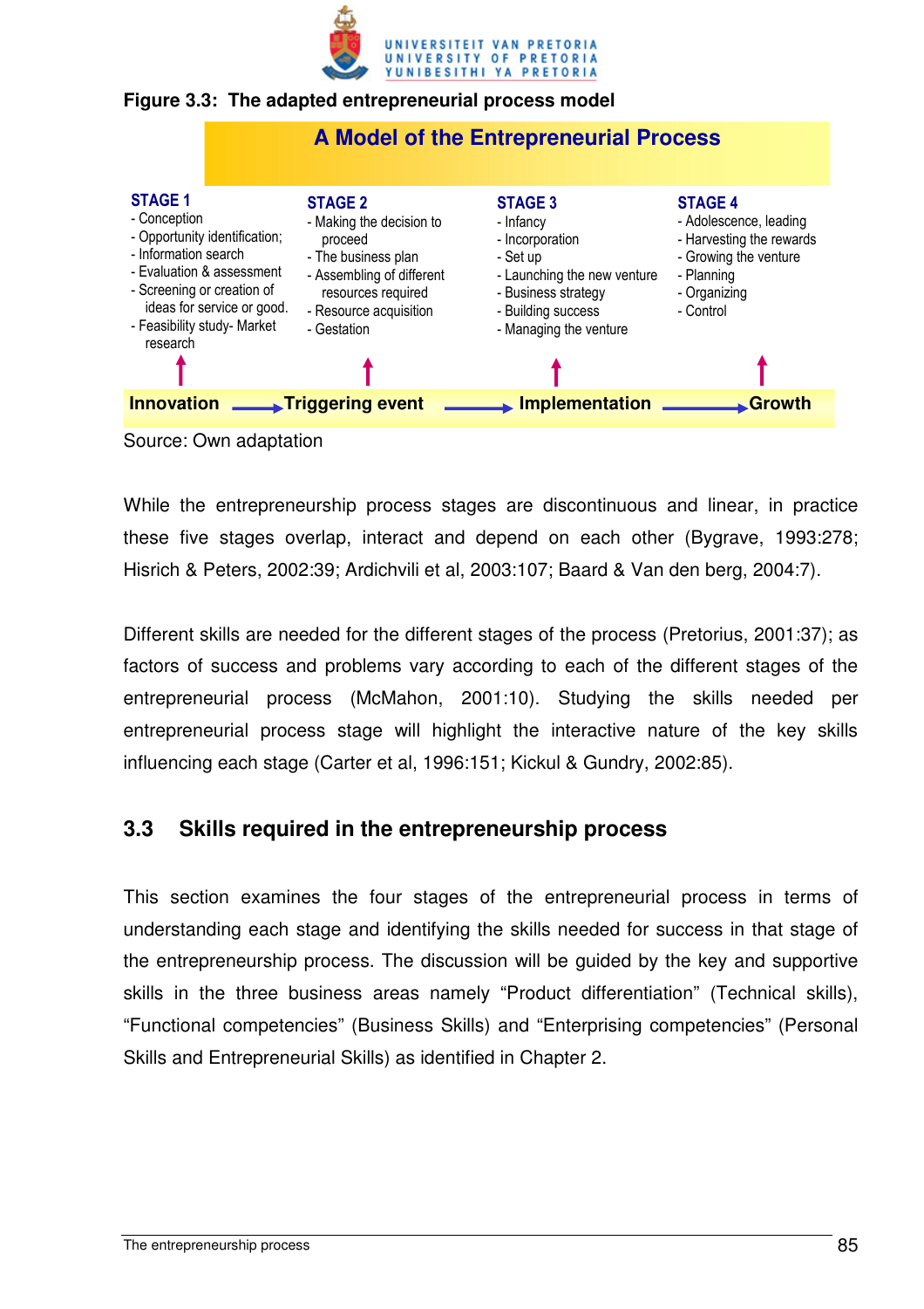**Figure 3.3: The adapted entrepreneurial process model**

**A Model of the Entrepreneurial Process**

| STAGE 1 | STAGE 2 | STAGE 3 | STAGE 4 |
|---|---|---|---|
| - Conception<br>- Opportunity identification;<br>- Information search<br>- Evaluation & assessment<br>- Screening or creation of ideas for service or good.<br>- Feasibility study- Market research | - Making the decision to proceed<br>- The business plan<br>- Assembling of different resources required<br>- Resource acquisition<br>- Gestation | - Infancy<br>- Incorporation<br>- Set up<br>- Launching the new venture<br>- Business strategy<br>- Building success<br>- Managing the venture | - Adolescence, leading<br>- Harvesting the rewards<br>- Growing the venture<br>- Planning<br>- Organizing<br>- Control |
| **Innovation** → | **Triggering event** → | **Implementation** → | **Growth** |

Source: Own adaptation

While the entrepreneurship process stages are discontinuous and linear, in practice these five stages overlap, interact and depend on each other (Bygrave, 1993:278; Hisrich & Peters, 2002:39; Ardichvili et al, 2003:107; Baard & Van den berg, 2004:7).

Different skills are needed for the different stages of the process (Pretorius, 2001:37); as factors of success and problems vary according to each of the different stages of the entrepreneurial process (McMahon, 2001:10). Studying the skills needed per entrepreneurial process stage will highlight the interactive nature of the key skills influencing each stage (Carter et al, 1996:151; Kickul & Gundry, 2002:85).

## 3.3 Skills required in the entrepreneurship process

This section examines the four stages of the entrepreneurial process in terms of understanding each stage and identifying the skills needed for success in that stage of the entrepreneurship process. The discussion will be guided by the key and supportive skills in the three business areas namely “Product differentiation” (Technical skills), “Functional competencies” (Business Skills) and “Enterprising competencies” (Personal Skills and Entrepreneurial Skills) as identified in Chapter 2.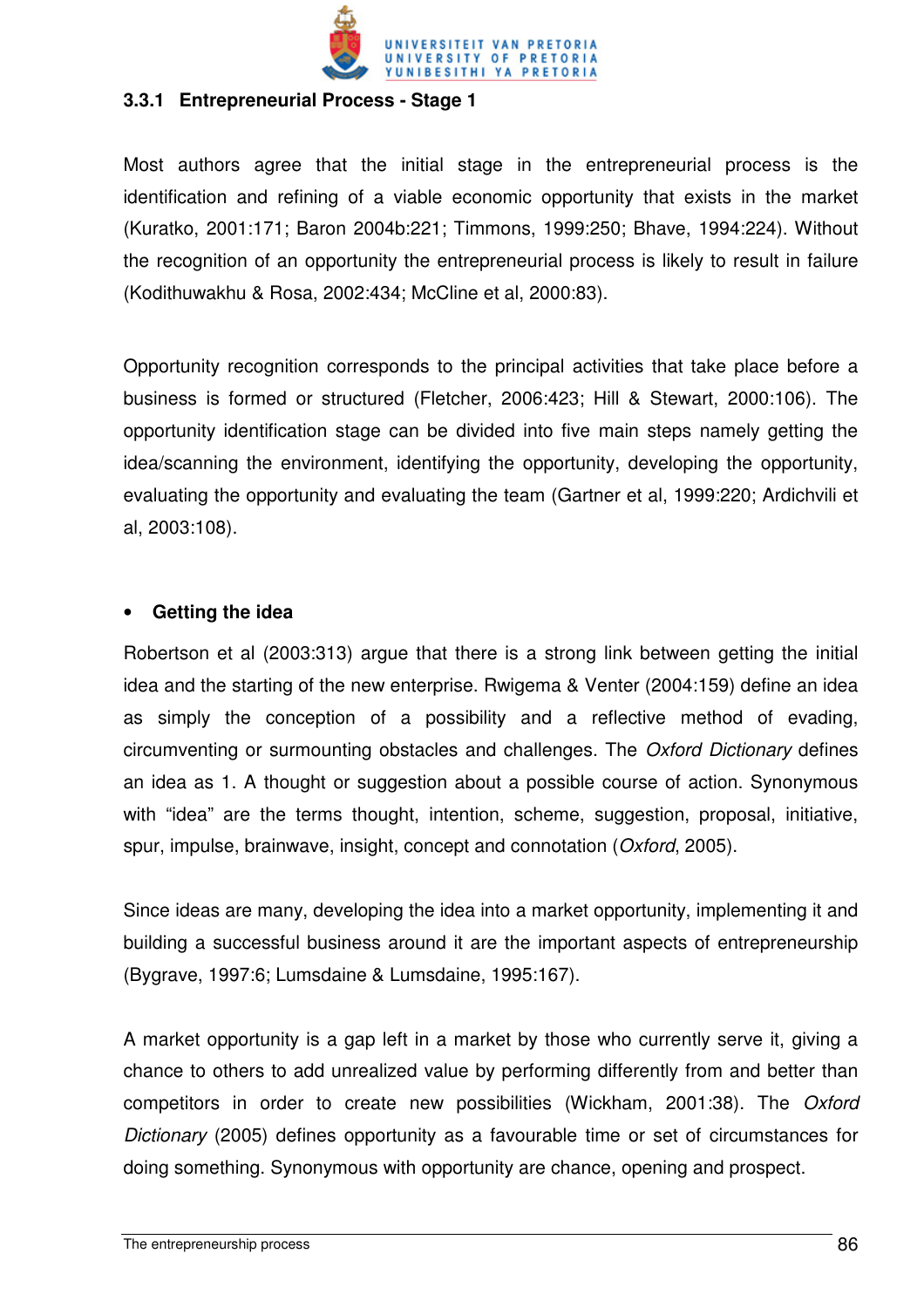### 3.3.1 Entrepreneurial Process - Stage 1

Most authors agree that the initial stage in the entrepreneurial process is the identification and refining of a viable economic opportunity that exists in the market (Kuratko, 2001:171; Baron 2004b:221; Timmons, 1999:250; Bhave, 1994:224). Without the recognition of an opportunity the entrepreneurial process is likely to result in failure (Kodithuwakhu & Rosa, 2002:434; McCline et al, 2000:83).

Opportunity recognition corresponds to the principal activities that take place before a business is formed or structured (Fletcher, 2006:423; Hill & Stewart, 2000:106). The opportunity identification stage can be divided into five main steps namely getting the idea/scanning the environment, identifying the opportunity, developing the opportunity, evaluating the opportunity and evaluating the team (Gartner et al, 1999:220; Ardichvili et al, 2003:108).

- **Getting the idea**

Robertson et al (2003:313) argue that there is a strong link between getting the initial idea and the starting of the new enterprise. Rwigema & Venter (2004:159) define an idea as simply the conception of a possibility and a reflective method of evading, circumventing or surmounting obstacles and challenges. The *Oxford Dictionary* defines an idea as 1. A thought or suggestion about a possible course of action. Synonymous with "idea" are the terms thought, intention, scheme, suggestion, proposal, initiative, spur, impulse, brainwave, insight, concept and connotation (*Oxford*, 2005).

Since ideas are many, developing the idea into a market opportunity, implementing it and building a successful business around it are the important aspects of entrepreneurship (Bygrave, 1997:6; Lumsdaine & Lumsdaine, 1995:167).

A market opportunity is a gap left in a market by those who currently serve it, giving a chance to others to add unrealized value by performing differently from and better than competitors in order to create new possibilities (Wickham, 2001:38). The *Oxford Dictionary* (2005) defines opportunity as a favourable time or set of circumstances for doing something. Synonymous with opportunity are chance, opening and prospect.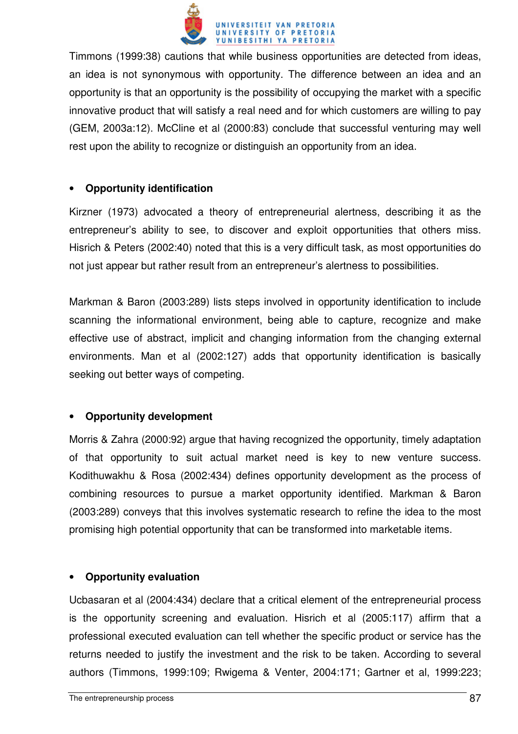Timmons (1999:38) cautions that while business opportunities are detected from ideas, an idea is not synonymous with opportunity. The difference between an idea and an opportunity is that an opportunity is the possibility of occupying the market with a specific innovative product that will satisfy a real need and for which customers are willing to pay (GEM, 2003a:12). McCline et al (2000:83) conclude that successful venturing may well rest upon the ability to recognize or distinguish an opportunity from an idea.

- **Opportunity identification**

Kirzner (1973) advocated a theory of entrepreneurial alertness, describing it as the entrepreneur's ability to see, to discover and exploit opportunities that others miss. Hisrich & Peters (2002:40) noted that this is a very difficult task, as most opportunities do not just appear but rather result from an entrepreneur's alertness to possibilities.

Markman & Baron (2003:289) lists steps involved in opportunity identification to include scanning the informational environment, being able to capture, recognize and make effective use of abstract, implicit and changing information from the changing external environments. Man et al (2002:127) adds that opportunity identification is basically seeking out better ways of competing.

- **Opportunity development**

Morris & Zahra (2000:92) argue that having recognized the opportunity, timely adaptation of that opportunity to suit actual market need is key to new venture success. Kodithuwakhu & Rosa (2002:434) defines opportunity development as the process of combining resources to pursue a market opportunity identified. Markman & Baron (2003:289) conveys that this involves systematic research to refine the idea to the most promising high potential opportunity that can be transformed into marketable items.

- **Opportunity evaluation**

Ucbasaran et al (2004:434) declare that a critical element of the entrepreneurial process is the opportunity screening and evaluation. Hisrich et al (2005:117) affirm that a professional executed evaluation can tell whether the specific product or service has the returns needed to justify the investment and the risk to be taken. According to several authors (Timmons, 1999:109; Rwigema & Venter, 2004:171; Gartner et al, 1999:223;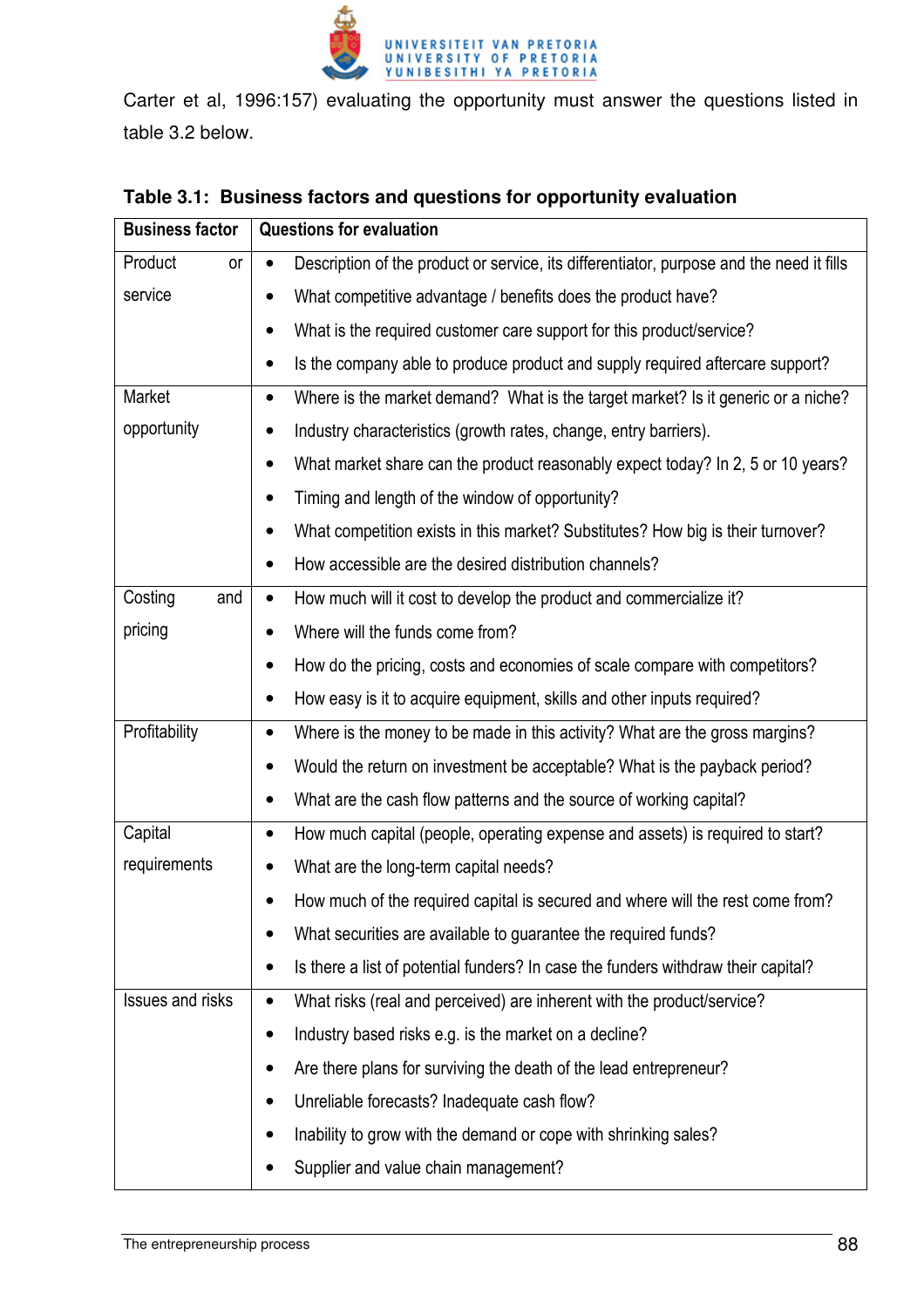Carter et al, 1996:157) evaluating the opportunity must answer the questions listed in table 3.2 below.

**Table 3.1: Business factors and questions for opportunity evaluation**

| Business factor | Questions for evaluation |
|---|---|
| Product or service | • Description of the product or service, its differentiator, purpose and the need it fills<br>• What competitive advantage / benefits does the product have?<br>• What is the required customer care support for this product/service?<br>• Is the company able to produce product and supply required aftercare support? |
| Market opportunity | • Where is the market demand? What is the target market? Is it generic or a niche?<br>• Industry characteristics (growth rates, change, entry barriers).<br>• What market share can the product reasonably expect today? In 2, 5 or 10 years?<br>• Timing and length of the window of opportunity?<br>• What competition exists in this market? Substitutes? How big is their turnover?<br>• How accessible are the desired distribution channels? |
| Costing and pricing | • How much will it cost to develop the product and commercialize it?<br>• Where will the funds come from?<br>• How do the pricing, costs and economies of scale compare with competitors?<br>• How easy is it to acquire equipment, skills and other inputs required? |
| Profitability | • Where is the money to be made in this activity? What are the gross margins?<br>• Would the return on investment be acceptable? What is the payback period?<br>• What are the cash flow patterns and the source of working capital? |
| Capital requirements | • How much capital (people, operating expense and assets) is required to start?<br>• What are the long-term capital needs?<br>• How much of the required capital is secured and where will the rest come from?<br>• What securities are available to guarantee the required funds?<br>• Is there a list of potential funders? In case the funders withdraw their capital? |
| Issues and risks | • What risks (real and perceived) are inherent with the product/service?<br>• Industry based risks e.g. is the market on a decline?<br>• Are there plans for surviving the death of the lead entrepreneur?<br>• Unreliable forecasts? Inadequate cash flow?<br>• Inability to grow with the demand or cope with shrinking sales?<br>• Supplier and value chain management? |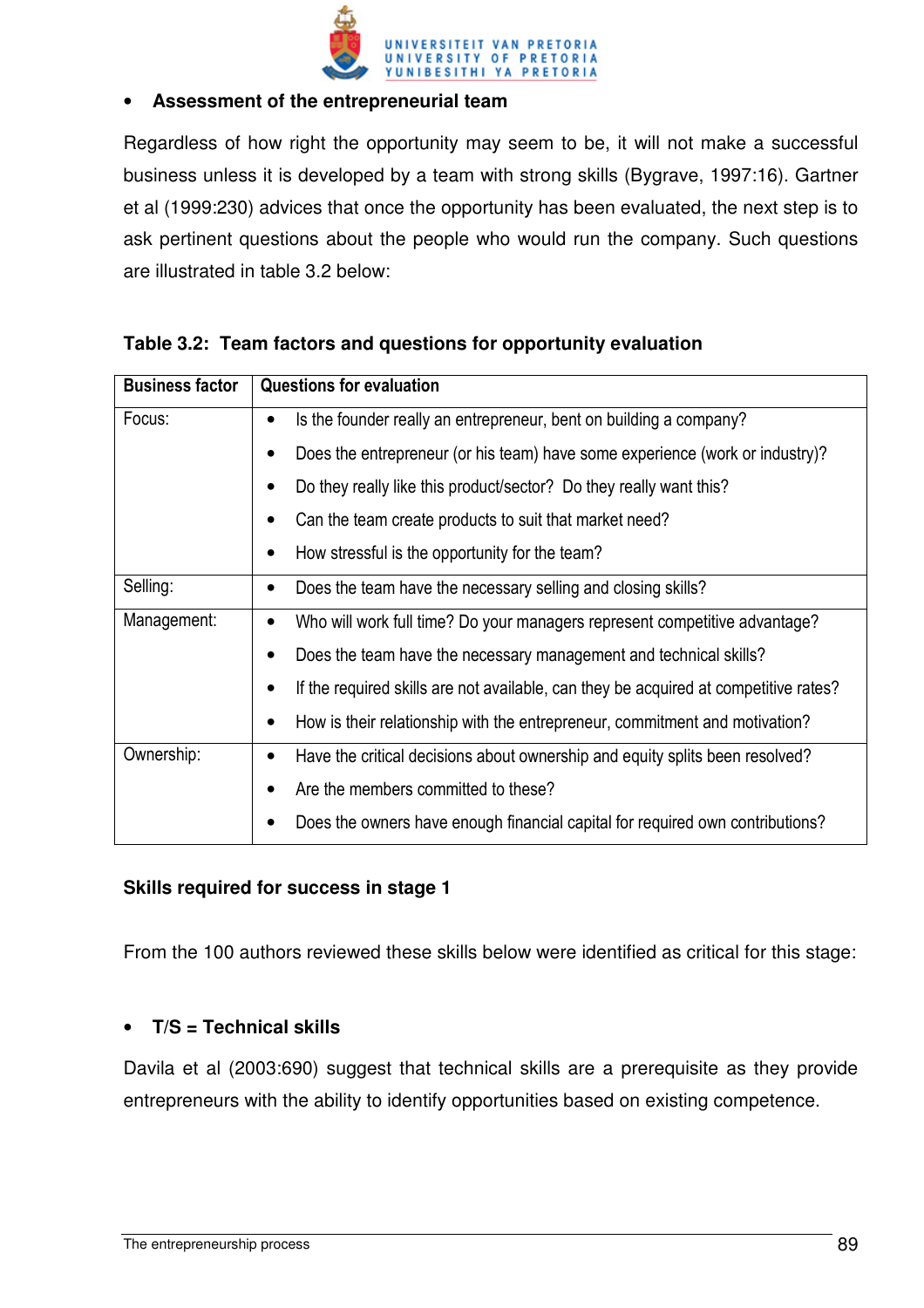- **Assessment of the entrepreneurial team**

Regardless of how right the opportunity may seem to be, it will not make a successful business unless it is developed by a team with strong skills (Bygrave, 1997:16). Gartner et al (1999:230) advices that once the opportunity has been evaluated, the next step is to ask pertinent questions about the people who would run the company. Such questions are illustrated in table 3.2 below:

**Table 3.2: Team factors and questions for opportunity evaluation**

| Business factor | Questions for evaluation |
|---|---|
| Focus: | • Is the founder really an entrepreneur, bent on building a company?<br>• Does the entrepreneur (or his team) have some experience (work or industry)?<br>• Do they really like this product/sector? Do they really want this?<br>• Can the team create products to suit that market need?<br>• How stressful is the opportunity for the team? |
| Selling: | • Does the team have the necessary selling and closing skills? |
| Management: | • Who will work full time? Do your managers represent competitive advantage?<br>• Does the team have the necessary management and technical skills?<br>• If the required skills are not available, can they be acquired at competitive rates?<br>• How is their relationship with the entrepreneur, commitment and motivation? |
| Ownership: | • Have the critical decisions about ownership and equity splits been resolved?<br>• Are the members committed to these?<br>• Does the owners have enough financial capital for required own contributions? |

**Skills required for success in stage 1**

From the 100 authors reviewed these skills below were identified as critical for this stage:

- **T/S = Technical skills**

Davila et al (2003:690) suggest that technical skills are a prerequisite as they provide entrepreneurs with the ability to identify opportunities based on existing competence.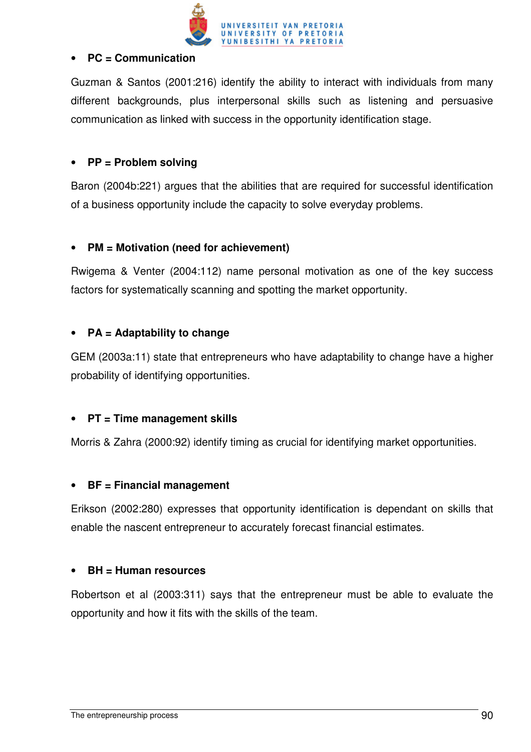- **PC = Communication**

Guzman & Santos (2001:216) identify the ability to interact with individuals from many different backgrounds, plus interpersonal skills such as listening and persuasive communication as linked with success in the opportunity identification stage.

- **PP = Problem solving**

Baron (2004b:221) argues that the abilities that are required for successful identification of a business opportunity include the capacity to solve everyday problems.

- **PM = Motivation (need for achievement)**

Rwigema & Venter (2004:112) name personal motivation as one of the key success factors for systematically scanning and spotting the market opportunity.

- **PA = Adaptability to change**

GEM (2003a:11) state that entrepreneurs who have adaptability to change have a higher probability of identifying opportunities.

- **PT = Time management skills**

Morris & Zahra (2000:92) identify timing as crucial for identifying market opportunities.

- **BF = Financial management**

Erikson (2002:280) expresses that opportunity identification is dependant on skills that enable the nascent entrepreneur to accurately forecast financial estimates.

- **BH = Human resources**

Robertson et al (2003:311) says that the entrepreneur must be able to evaluate the opportunity and how it fits with the skills of the team.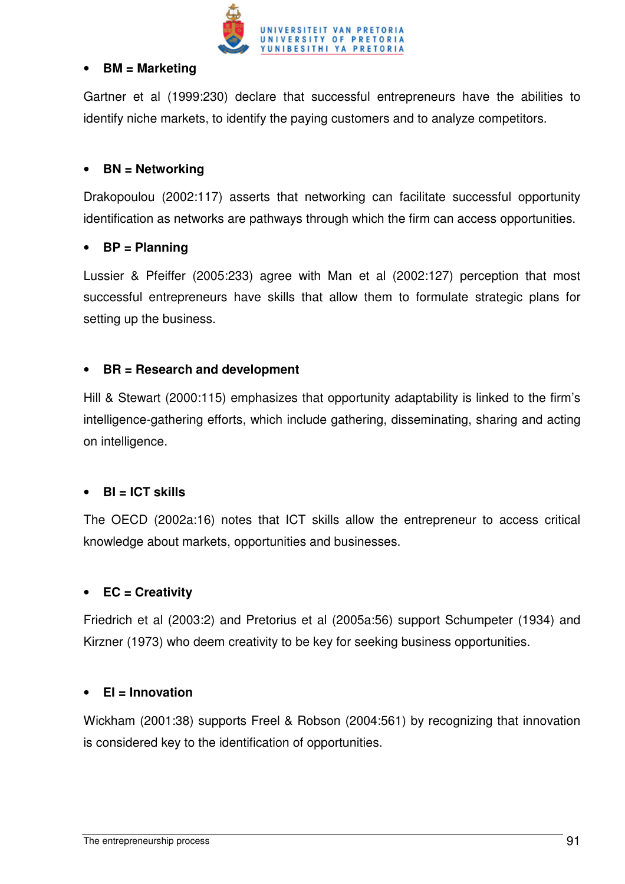- **BM = Marketing**

Gartner et al (1999:230) declare that successful entrepreneurs have the abilities to identify niche markets, to identify the paying customers and to analyze competitors.

- **BN = Networking**

Drakopoulou (2002:117) asserts that networking can facilitate successful opportunity identification as networks are pathways through which the firm can access opportunities.

- **BP = Planning**

Lussier & Pfeiffer (2005:233) agree with Man et al (2002:127) perception that most successful entrepreneurs have skills that allow them to formulate strategic plans for setting up the business.

- **BR = Research and development**

Hill & Stewart (2000:115) emphasizes that opportunity adaptability is linked to the firm's intelligence-gathering efforts, which include gathering, disseminating, sharing and acting on intelligence.

- **BI = ICT skills**

The OECD (2002a:16) notes that ICT skills allow the entrepreneur to access critical knowledge about markets, opportunities and businesses.

- **EC = Creativity**

Friedrich et al (2003:2) and Pretorius et al (2005a:56) support Schumpeter (1934) and Kirzner (1973) who deem creativity to be key for seeking business opportunities.

- **EI = Innovation**

Wickham (2001:38) supports Freel & Robson (2004:561) by recognizing that innovation is considered key to the identification of opportunities.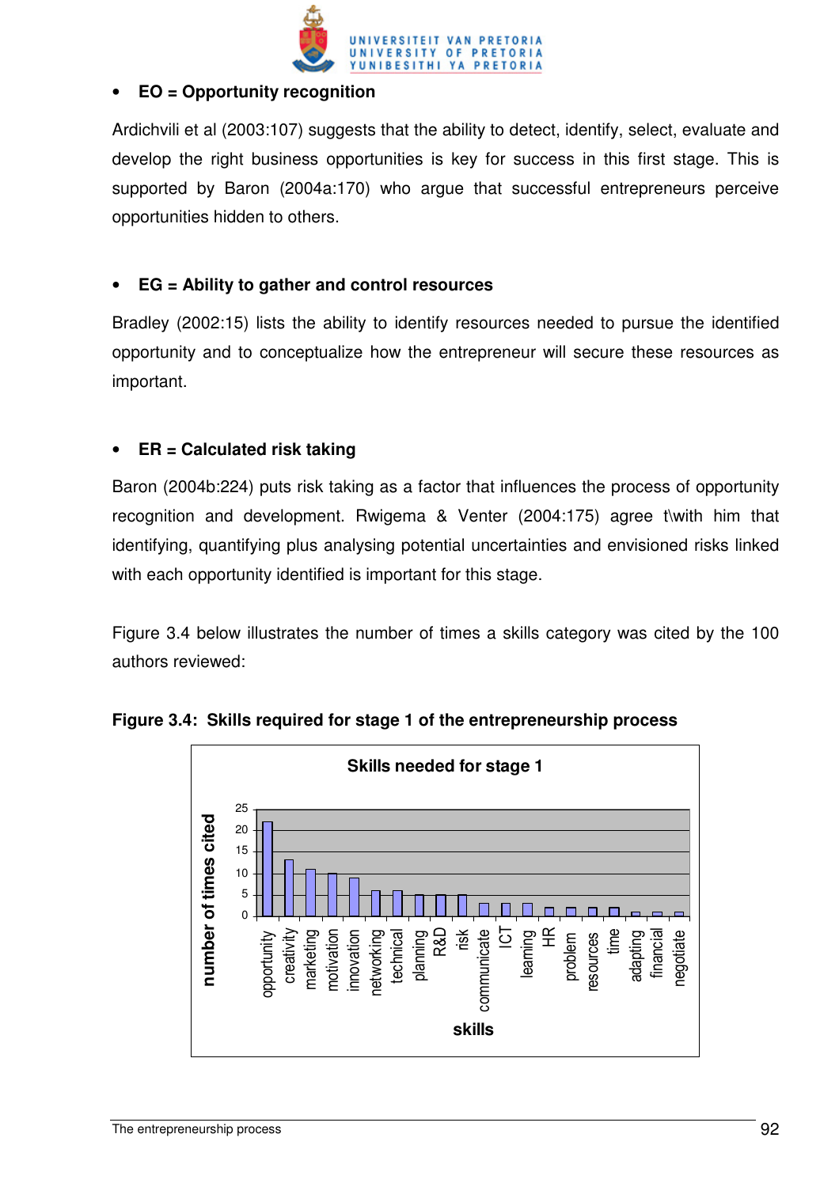- **EO = Opportunity recognition**

Ardichvili et al (2003:107) suggests that the ability to detect, identify, select, evaluate and develop the right business opportunities is key for success in this first stage. This is supported by Baron (2004a:170) who argue that successful entrepreneurs perceive opportunities hidden to others.

- **EG = Ability to gather and control resources**

Bradley (2002:15) lists the ability to identify resources needed to pursue the identified opportunity and to conceptualize how the entrepreneur will secure these resources as important.

- **ER = Calculated risk taking**

Baron (2004b:224) puts risk taking as a factor that influences the process of opportunity recognition and development. Rwigema & Venter (2004:175) agree t\with him that identifying, quantifying plus analysing potential uncertainties and envisioned risks linked with each opportunity identified is important for this stage.

Figure 3.4 below illustrates the number of times a skills category was cited by the 100 authors reviewed:

**Figure 3.4: Skills required for stage 1 of the entrepreneurship process**

**Skills needed for stage 1**

| skills | number of times cited |
|---|---|
| opportunity | 22 |
| creativity | 13 |
| marketing | 11 |
| motivation | 10 |
| innovation | 9 |
| networking | 6 |
| technical | 6 |
| planning | 5 |
| R&D | 5 |
| risk | 5 |
| communicate | 3 |
| ICT | 3 |
| learning | 3 |
| HR | 2 |
| problem | 2 |
| resources | 2 |
| time | 2 |
| adapting | 1 |
| financial | 1 |
| negotiate | 1 |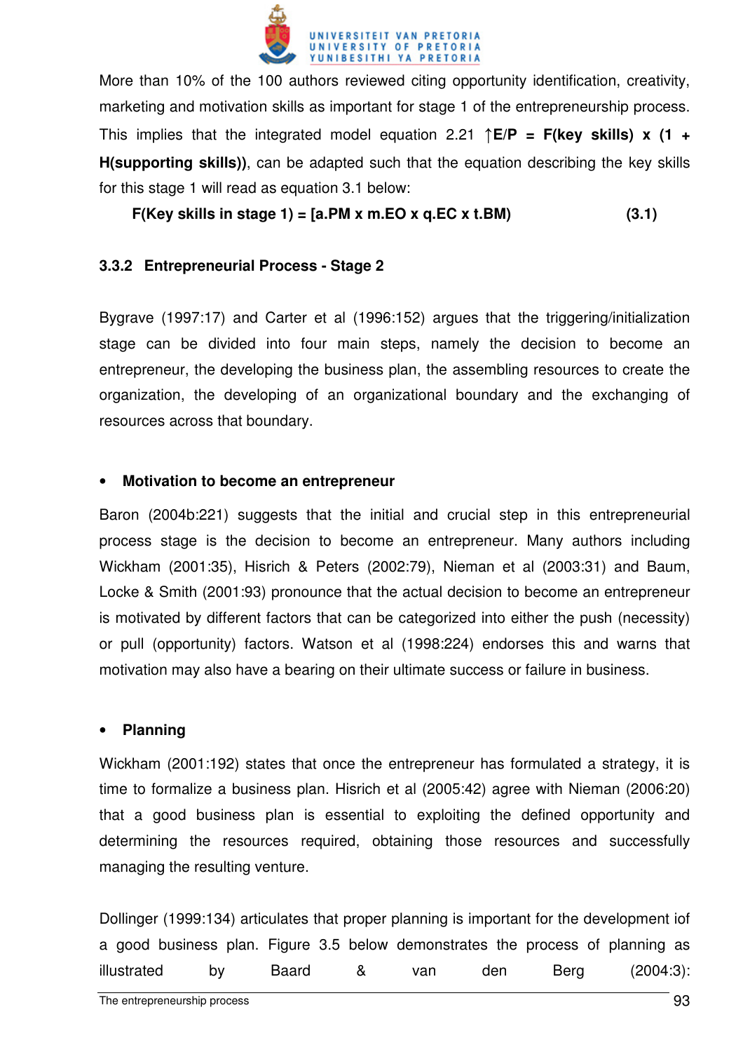More than 10% of the 100 authors reviewed citing opportunity identification, creativity, marketing and motivation skills as important for stage 1 of the entrepreneurship process. This implies that the integrated model equation 2.21 **↑E/P = F(key skills) x (1 + H(supporting skills))**, can be adapted such that the equation describing the key skills for this stage 1 will read as equation 3.1 below:

**F(Key skills in stage 1) = [a.PM x m.EO x q.EC x t.BM) (3.1)**

### 3.3.2 Entrepreneurial Process - Stage 2

Bygrave (1997:17) and Carter et al (1996:152) argues that the triggering/initialization stage can be divided into four main steps, namely the decision to become an entrepreneur, the developing the business plan, the assembling resources to create the organization, the developing of an organizational boundary and the exchanging of resources across that boundary.

- **Motivation to become an entrepreneur**

Baron (2004b:221) suggests that the initial and crucial step in this entrepreneurial process stage is the decision to become an entrepreneur. Many authors including Wickham (2001:35), Hisrich & Peters (2002:79), Nieman et al (2003:31) and Baum, Locke & Smith (2001:93) pronounce that the actual decision to become an entrepreneur is motivated by different factors that can be categorized into either the push (necessity) or pull (opportunity) factors. Watson et al (1998:224) endorses this and warns that motivation may also have a bearing on their ultimate success or failure in business.

- **Planning**

Wickham (2001:192) states that once the entrepreneur has formulated a strategy, it is time to formalize a business plan. Hisrich et al (2005:42) agree with Nieman (2006:20) that a good business plan is essential to exploiting the defined opportunity and determining the resources required, obtaining those resources and successfully managing the resulting venture.

Dollinger (1999:134) articulates that proper planning is important for the development iof a good business plan. Figure 3.5 below demonstrates the process of planning as illustrated by Baard & van den Berg (2004:3):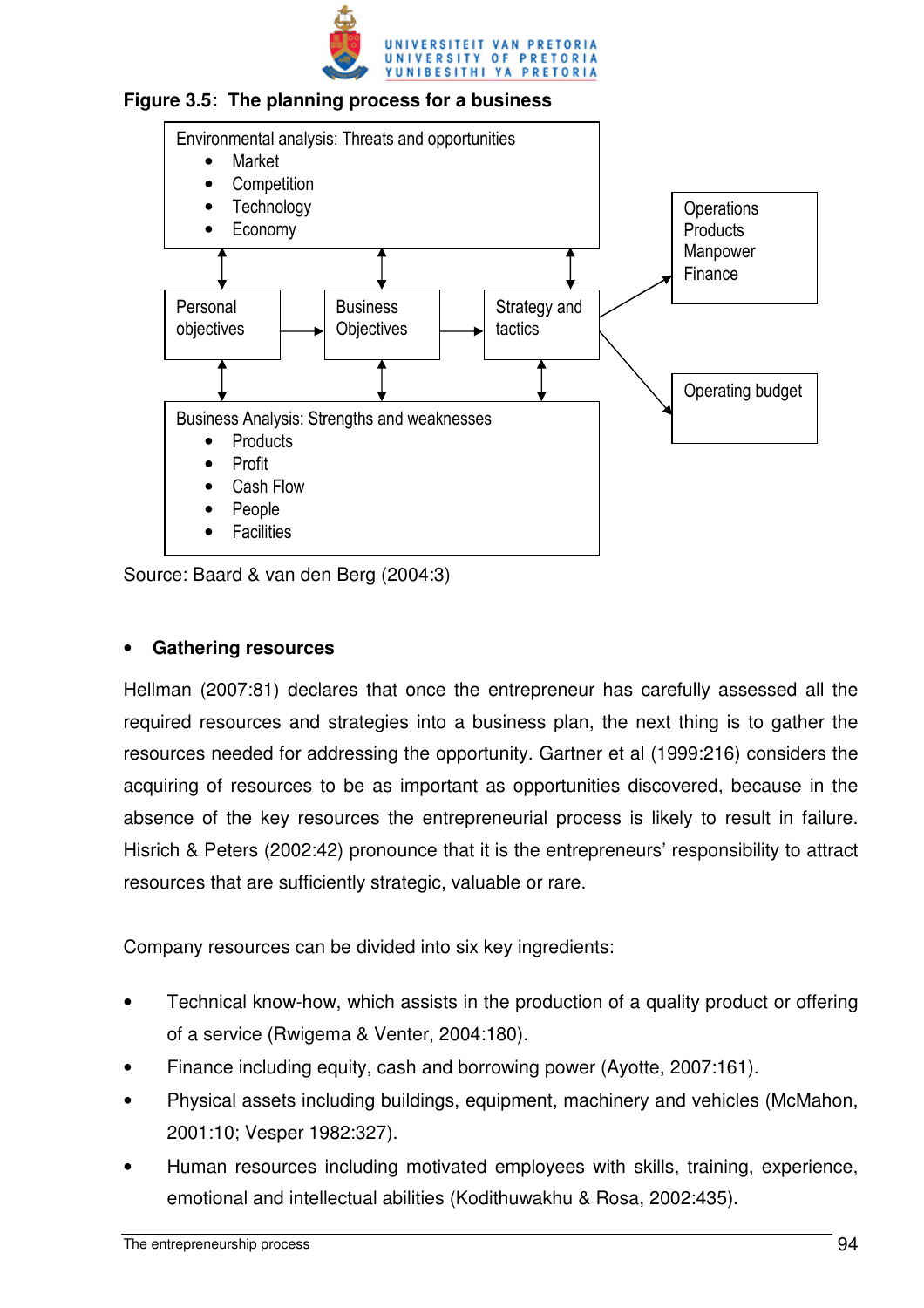**Figure 3.5: The planning process for a business**

Environmental analysis: Threats and opportunities
- Market
- Competition
- Technology
- Economy

Personal objectives → Business Objectives → Strategy and tactics

Operations
Products
Manpower
Finance

Operating budget

Business Analysis: Strengths and weaknesses
- Products
- Profit
- Cash Flow
- People
- Facilities

Source: Baard & van den Berg (2004:3)

- **Gathering resources**

Hellman (2007:81) declares that once the entrepreneur has carefully assessed all the required resources and strategies into a business plan, the next thing is to gather the resources needed for addressing the opportunity. Gartner et al (1999:216) considers the acquiring of resources to be as important as opportunities discovered, because in the absence of the key resources the entrepreneurial process is likely to result in failure. Hisrich & Peters (2002:42) pronounce that it is the entrepreneurs' responsibility to attract resources that are sufficiently strategic, valuable or rare.

Company resources can be divided into six key ingredients:

- Technical know-how, which assists in the production of a quality product or offering of a service (Rwigema & Venter, 2004:180).
- Finance including equity, cash and borrowing power (Ayotte, 2007:161).
- Physical assets including buildings, equipment, machinery and vehicles (McMahon, 2001:10; Vesper 1982:327).
- Human resources including motivated employees with skills, training, experience, emotional and intellectual abilities (Kodithuwakhu & Rosa, 2002:435).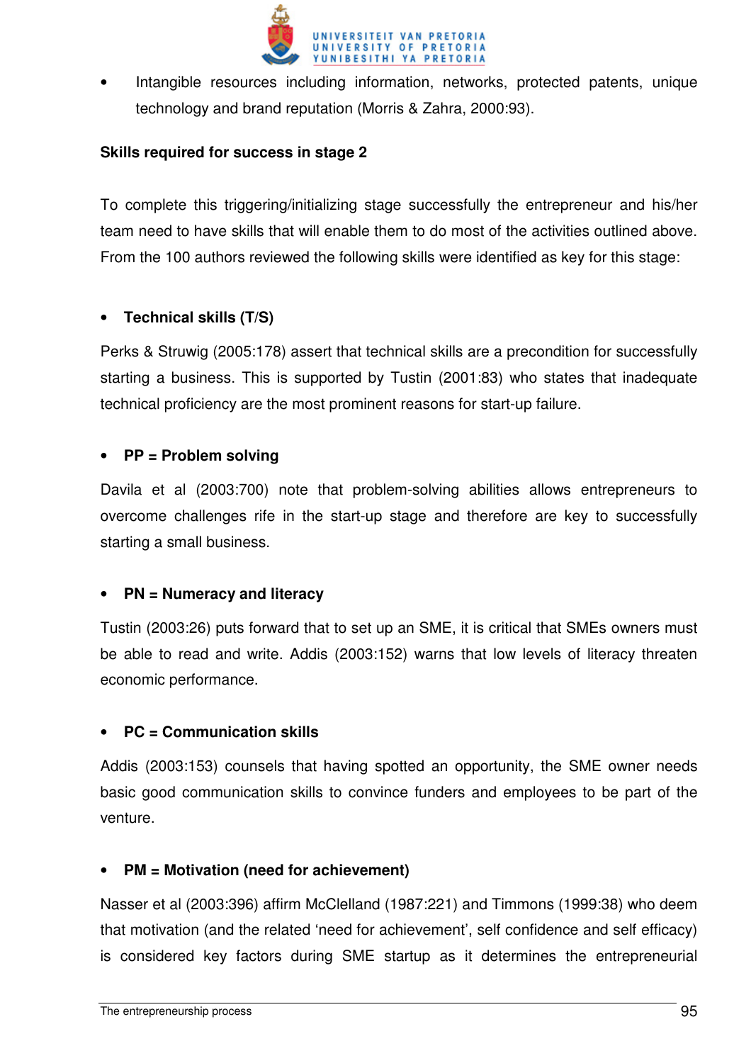- Intangible resources including information, networks, protected patents, unique technology and brand reputation (Morris & Zahra, 2000:93).

**Skills required for success in stage 2**

To complete this triggering/initializing stage successfully the entrepreneur and his/her team need to have skills that will enable them to do most of the activities outlined above. From the 100 authors reviewed the following skills were identified as key for this stage:

- **Technical skills (T/S)**

Perks & Struwig (2005:178) assert that technical skills are a precondition for successfully starting a business. This is supported by Tustin (2001:83) who states that inadequate technical proficiency are the most prominent reasons for start-up failure.

- **PP = Problem solving**

Davila et al (2003:700) note that problem-solving abilities allows entrepreneurs to overcome challenges rife in the start-up stage and therefore are key to successfully starting a small business.

- **PN = Numeracy and literacy**

Tustin (2003:26) puts forward that to set up an SME, it is critical that SMEs owners must be able to read and write. Addis (2003:152) warns that low levels of literacy threaten economic performance.

- **PC = Communication skills**

Addis (2003:153) counsels that having spotted an opportunity, the SME owner needs basic good communication skills to convince funders and employees to be part of the venture.

- **PM = Motivation (need for achievement)**

Nasser et al (2003:396) affirm McClelland (1987:221) and Timmons (1999:38) who deem that motivation (and the related 'need for achievement', self confidence and self efficacy) is considered key factors during SME startup as it determines the entrepreneurial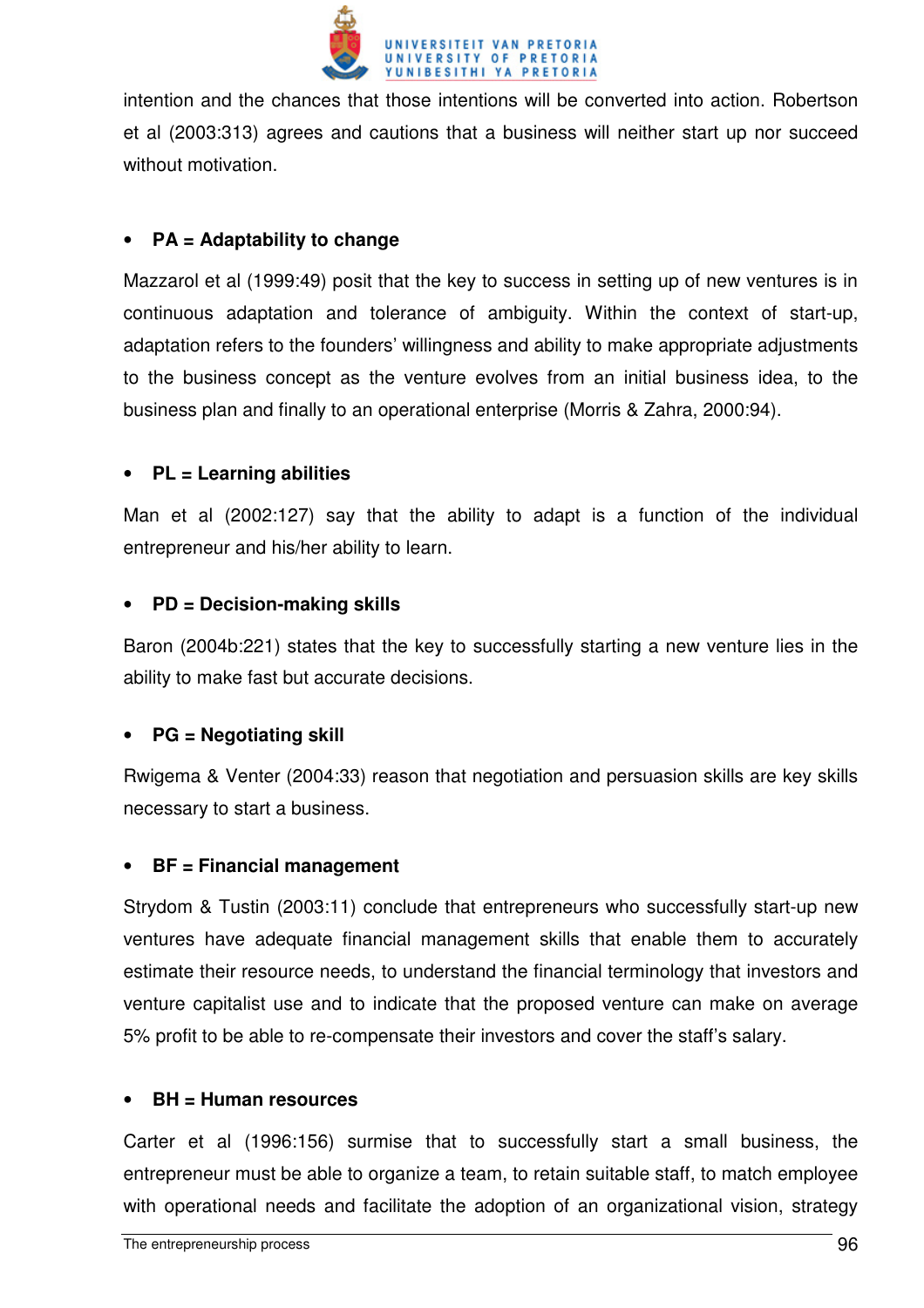intention and the chances that those intentions will be converted into action. Robertson et al (2003:313) agrees and cautions that a business will neither start up nor succeed without motivation.

- **PA = Adaptability to change**

Mazzarol et al (1999:49) posit that the key to success in setting up of new ventures is in continuous adaptation and tolerance of ambiguity. Within the context of start-up, adaptation refers to the founders' willingness and ability to make appropriate adjustments to the business concept as the venture evolves from an initial business idea, to the business plan and finally to an operational enterprise (Morris & Zahra, 2000:94).

- **PL = Learning abilities**

Man et al (2002:127) say that the ability to adapt is a function of the individual entrepreneur and his/her ability to learn.

- **PD = Decision-making skills**

Baron (2004b:221) states that the key to successfully starting a new venture lies in the ability to make fast but accurate decisions.

- **PG = Negotiating skill**

Rwigema & Venter (2004:33) reason that negotiation and persuasion skills are key skills necessary to start a business.

- **BF = Financial management**

Strydom & Tustin (2003:11) conclude that entrepreneurs who successfully start-up new ventures have adequate financial management skills that enable them to accurately estimate their resource needs, to understand the financial terminology that investors and venture capitalist use and to indicate that the proposed venture can make on average 5% profit to be able to re-compensate their investors and cover the staff's salary.

- **BH = Human resources**

Carter et al (1996:156) surmise that to successfully start a small business, the entrepreneur must be able to organize a team, to retain suitable staff, to match employee with operational needs and facilitate the adoption of an organizational vision, strategy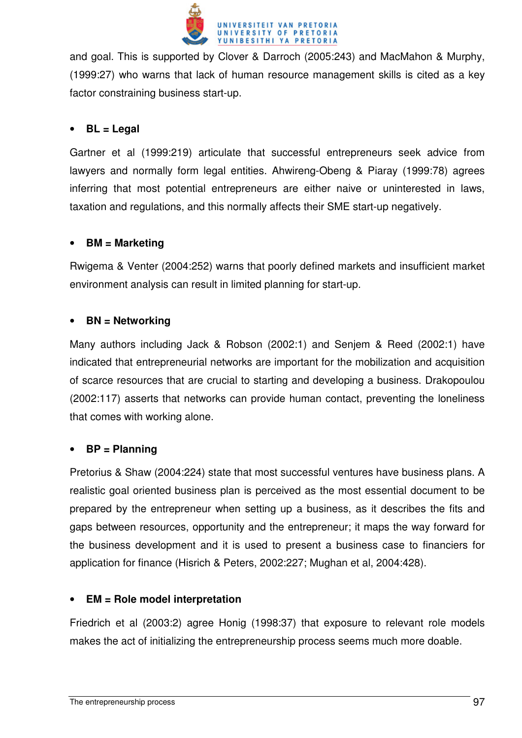and goal. This is supported by Clover & Darroch (2005:243) and MacMahon & Murphy, (1999:27) who warns that lack of human resource management skills is cited as a key factor constraining business start-up.

- **BL = Legal**

Gartner et al (1999:219) articulate that successful entrepreneurs seek advice from lawyers and normally form legal entities. Ahwireng-Obeng & Piaray (1999:78) agrees inferring that most potential entrepreneurs are either naive or uninterested in laws, taxation and regulations, and this normally affects their SME start-up negatively.

- **BM = Marketing**

Rwigema & Venter (2004:252) warns that poorly defined markets and insufficient market environment analysis can result in limited planning for start-up.

- **BN = Networking**

Many authors including Jack & Robson (2002:1) and Senjem & Reed (2002:1) have indicated that entrepreneurial networks are important for the mobilization and acquisition of scarce resources that are crucial to starting and developing a business. Drakopoulou (2002:117) asserts that networks can provide human contact, preventing the loneliness that comes with working alone.

- **BP = Planning**

Pretorius & Shaw (2004:224) state that most successful ventures have business plans. A realistic goal oriented business plan is perceived as the most essential document to be prepared by the entrepreneur when setting up a business, as it describes the fits and gaps between resources, opportunity and the entrepreneur; it maps the way forward for the business development and it is used to present a business case to financiers for application for finance (Hisrich & Peters, 2002:227; Mughan et al, 2004:428).

- **EM = Role model interpretation**

Friedrich et al (2003:2) agree Honig (1998:37) that exposure to relevant role models makes the act of initializing the entrepreneurship process seems much more doable.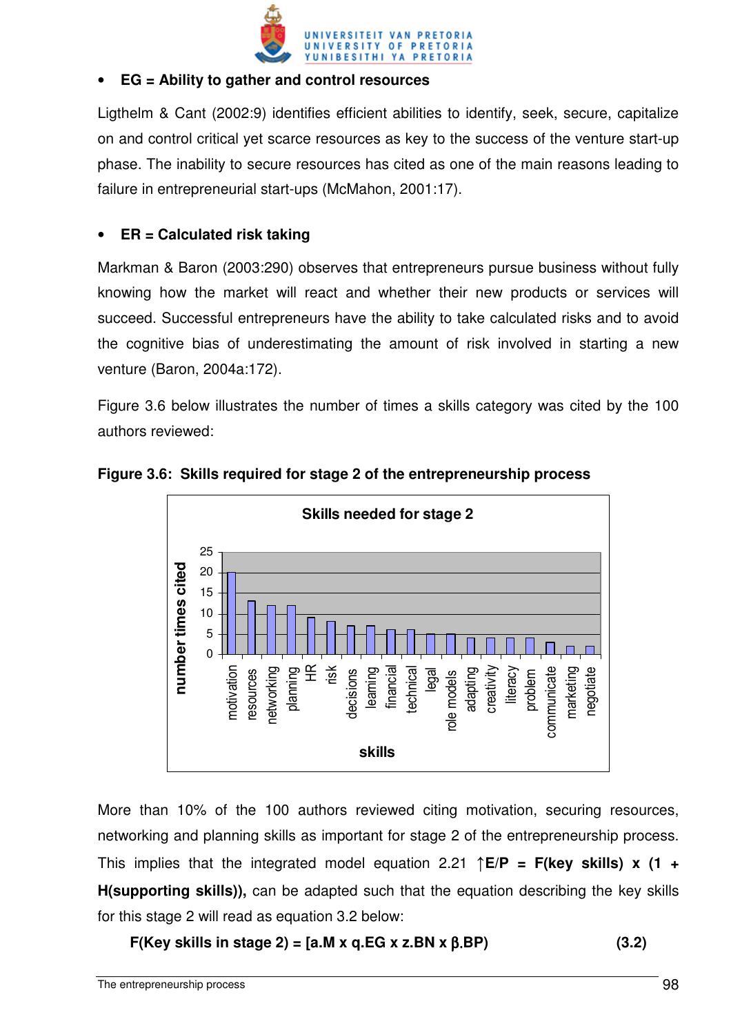- **EG = Ability to gather and control resources**

Ligthelm & Cant (2002:9) identifies efficient abilities to identify, seek, secure, capitalize on and control critical yet scarce resources as key to the success of the venture start-up phase. The inability to secure resources has cited as one of the main reasons leading to failure in entrepreneurial start-ups (McMahon, 2001:17).

- **ER = Calculated risk taking**

Markman & Baron (2003:290) observes that entrepreneurs pursue business without fully knowing how the market will react and whether their new products or services will succeed. Successful entrepreneurs have the ability to take calculated risks and to avoid the cognitive bias of underestimating the amount of risk involved in starting a new venture (Baron, 2004a:172).

Figure 3.6 below illustrates the number of times a skills category was cited by the 100 authors reviewed:

**Figure 3.6: Skills required for stage 2 of the entrepreneurship process**

Skills needed for stage 2

| skills | number times cited |
|---|---|
| motivation | 20 |
| resources | 13 |
| networking | 12 |
| planning | 12 |
| HR | 9 |
| risk | 8 |
| decisions | 7 |
| learning | 7 |
| financial | 6 |
| technical | 6 |
| legal | 5 |
| role models | 5 |
| adapting | 4 |
| creativity | 4 |
| literacy | 4 |
| problem | 4 |
| communicate | 3 |
| marketing | 2 |
| negotiate | 2 |

More than 10% of the 100 authors reviewed citing motivation, securing resources, networking and planning skills as important for stage 2 of the entrepreneurship process. This implies that the integrated model equation 2.21 **↑E/P = F(key skills) x (1 + H(supporting skills)),** can be adapted such that the equation describing the key skills for this stage 2 will read as equation 3.2 below:

**F(Key skills in stage 2) = [a.M x q.EG x z.BN x β.BP)** **(3.2)**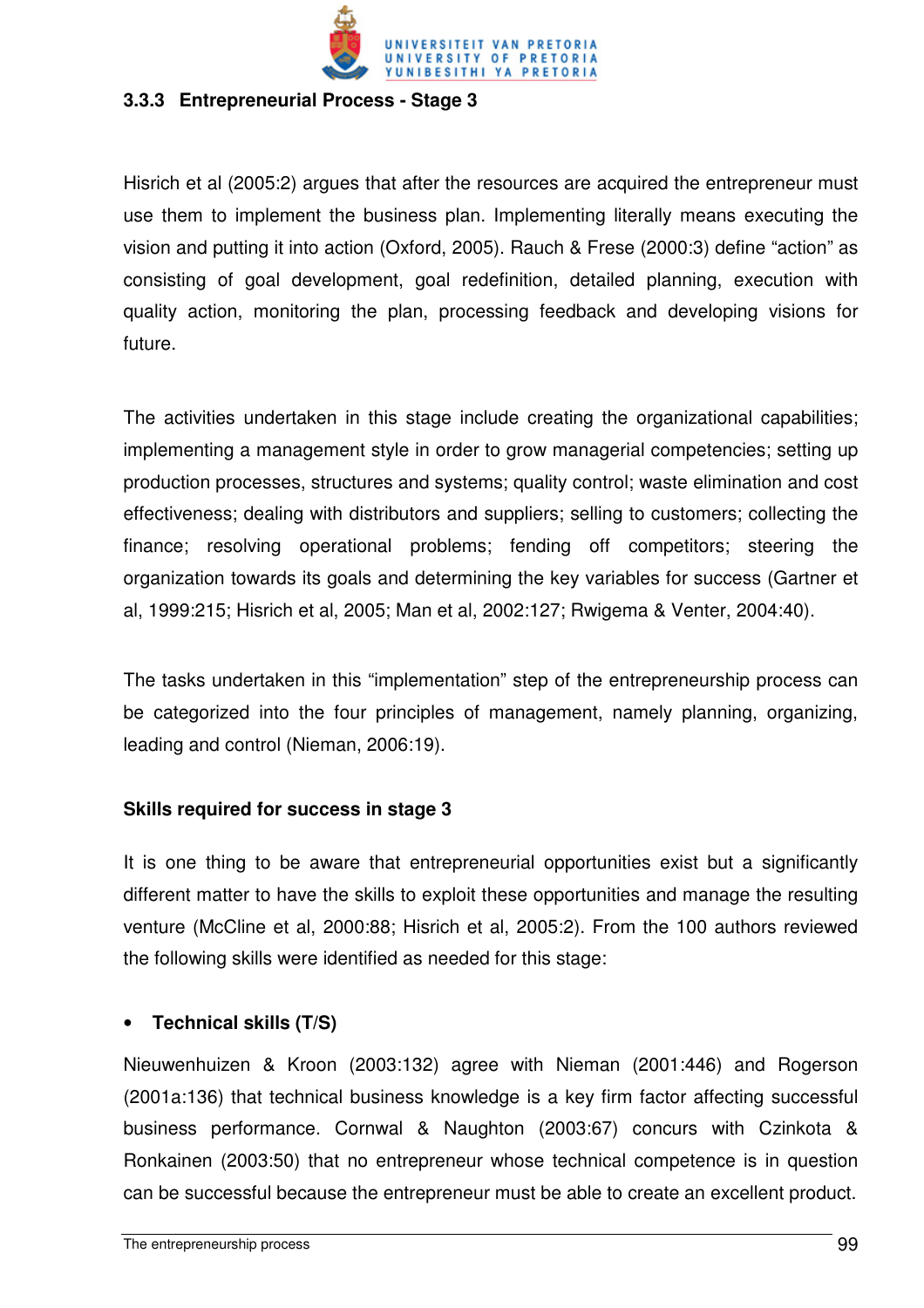### 3.3.3 Entrepreneurial Process - Stage 3

Hisrich et al (2005:2) argues that after the resources are acquired the entrepreneur must use them to implement the business plan. Implementing literally means executing the vision and putting it into action (Oxford, 2005). Rauch & Frese (2000:3) define "action" as consisting of goal development, goal redefinition, detailed planning, execution with quality action, monitoring the plan, processing feedback and developing visions for future.

The activities undertaken in this stage include creating the organizational capabilities; implementing a management style in order to grow managerial competencies; setting up production processes, structures and systems; quality control; waste elimination and cost effectiveness; dealing with distributors and suppliers; selling to customers; collecting the finance; resolving operational problems; fending off competitors; steering the organization towards its goals and determining the key variables for success (Gartner et al, 1999:215; Hisrich et al, 2005; Man et al, 2002:127; Rwigema & Venter, 2004:40).

The tasks undertaken in this "implementation" step of the entrepreneurship process can be categorized into the four principles of management, namely planning, organizing, leading and control (Nieman, 2006:19).

**Skills required for success in stage 3**

It is one thing to be aware that entrepreneurial opportunities exist but a significantly different matter to have the skills to exploit these opportunities and manage the resulting venture (McCline et al, 2000:88; Hisrich et al, 2005:2). From the 100 authors reviewed the following skills were identified as needed for this stage:

- **Technical skills (T/S)**

Nieuwenhuizen & Kroon (2003:132) agree with Nieman (2001:446) and Rogerson (2001a:136) that technical business knowledge is a key firm factor affecting successful business performance. Cornwal & Naughton (2003:67) concurs with Czinkota & Ronkainen (2003:50) that no entrepreneur whose technical competence is in question can be successful because the entrepreneur must be able to create an excellent product.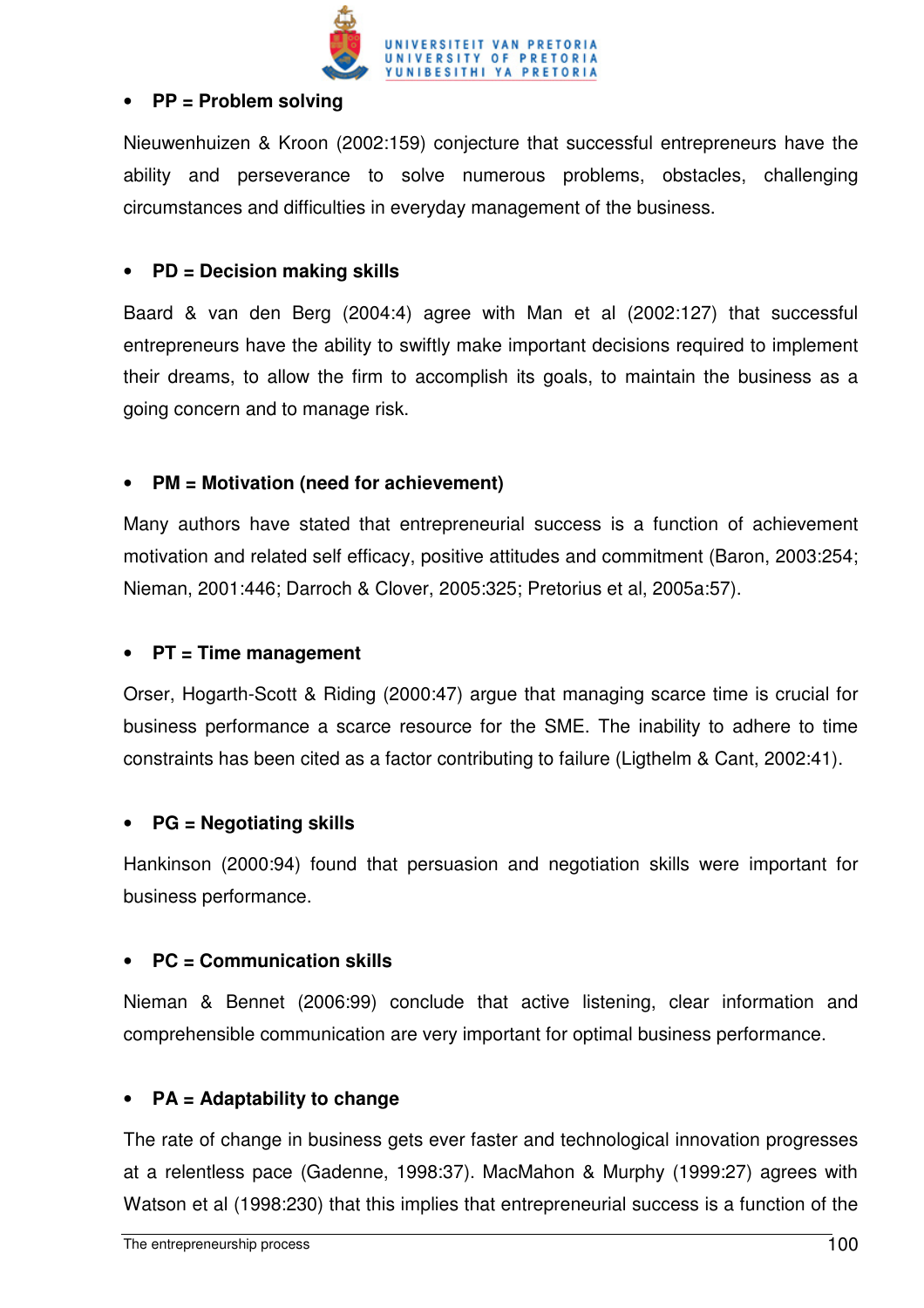- **PP = Problem solving**

Nieuwenhuizen & Kroon (2002:159) conjecture that successful entrepreneurs have the ability and perseverance to solve numerous problems, obstacles, challenging circumstances and difficulties in everyday management of the business.

- **PD = Decision making skills**

Baard & van den Berg (2004:4) agree with Man et al (2002:127) that successful entrepreneurs have the ability to swiftly make important decisions required to implement their dreams, to allow the firm to accomplish its goals, to maintain the business as a going concern and to manage risk.

- **PM = Motivation (need for achievement)**

Many authors have stated that entrepreneurial success is a function of achievement motivation and related self efficacy, positive attitudes and commitment (Baron, 2003:254; Nieman, 2001:446; Darroch & Clover, 2005:325; Pretorius et al, 2005a:57).

- **PT = Time management**

Orser, Hogarth-Scott & Riding (2000:47) argue that managing scarce time is crucial for business performance a scarce resource for the SME. The inability to adhere to time constraints has been cited as a factor contributing to failure (Ligthelm & Cant, 2002:41).

- **PG = Negotiating skills**

Hankinson (2000:94) found that persuasion and negotiation skills were important for business performance.

- **PC = Communication skills**

Nieman & Bennet (2006:99) conclude that active listening, clear information and comprehensible communication are very important for optimal business performance.

- **PA = Adaptability to change**

The rate of change in business gets ever faster and technological innovation progresses at a relentless pace (Gadenne, 1998:37). MacMahon & Murphy (1999:27) agrees with Watson et al (1998:230) that this implies that entrepreneurial success is a function of the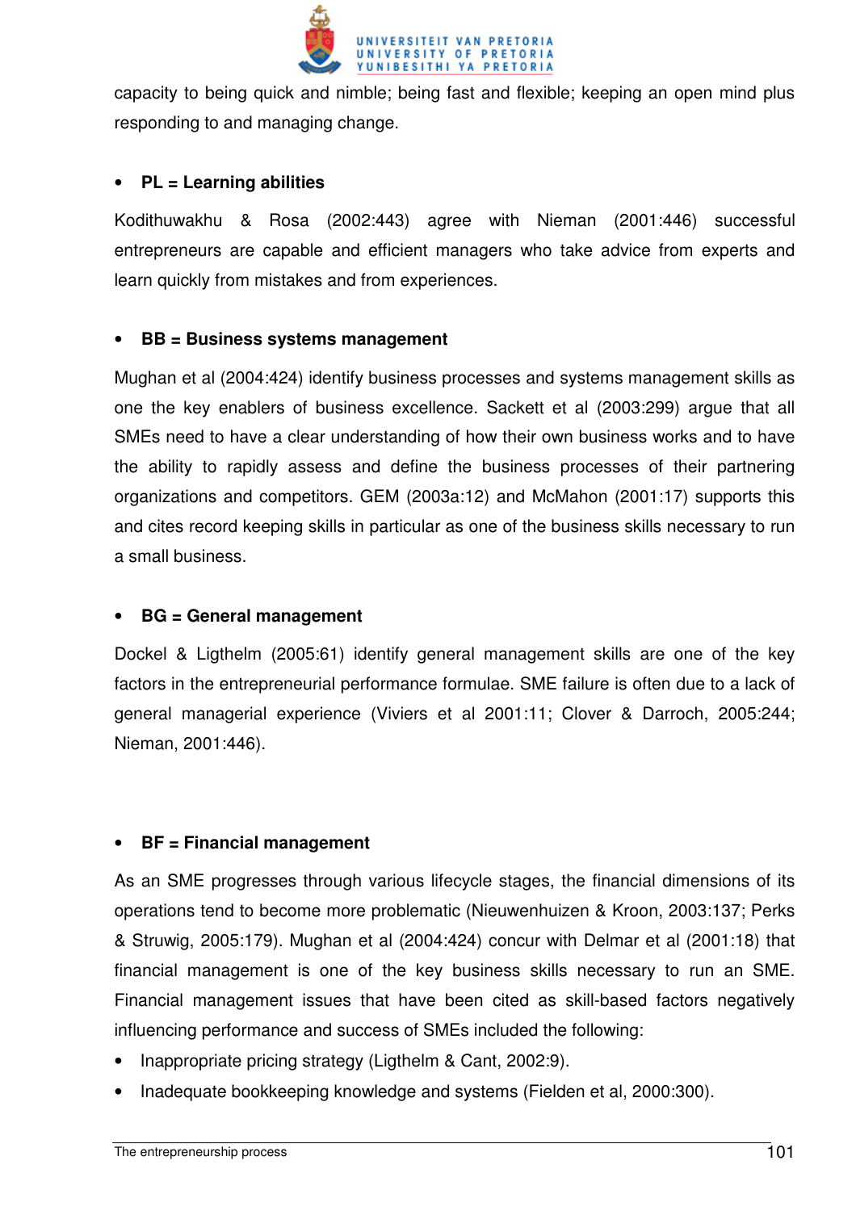capacity to being quick and nimble; being fast and flexible; keeping an open mind plus responding to and managing change.

- **PL = Learning abilities**

Kodithuwakhu & Rosa (2002:443) agree with Nieman (2001:446) successful entrepreneurs are capable and efficient managers who take advice from experts and learn quickly from mistakes and from experiences.

- **BB = Business systems management**

Mughan et al (2004:424) identify business processes and systems management skills as one the key enablers of business excellence. Sackett et al (2003:299) argue that all SMEs need to have a clear understanding of how their own business works and to have the ability to rapidly assess and define the business processes of their partnering organizations and competitors. GEM (2003a:12) and McMahon (2001:17) supports this and cites record keeping skills in particular as one of the business skills necessary to run a small business.

- **BG = General management**

Dockel & Ligthelm (2005:61) identify general management skills are one of the key factors in the entrepreneurial performance formulae. SME failure is often due to a lack of general managerial experience (Viviers et al 2001:11; Clover & Darroch, 2005:244; Nieman, 2001:446).

- **BF = Financial management**

As an SME progresses through various lifecycle stages, the financial dimensions of its operations tend to become more problematic (Nieuwenhuizen & Kroon, 2003:137; Perks & Struwig, 2005:179). Mughan et al (2004:424) concur with Delmar et al (2001:18) that financial management is one of the key business skills necessary to run an SME. Financial management issues that have been cited as skill-based factors negatively influencing performance and success of SMEs included the following:

- Inappropriate pricing strategy (Ligthelm & Cant, 2002:9).
- Inadequate bookkeeping knowledge and systems (Fielden et al, 2000:300).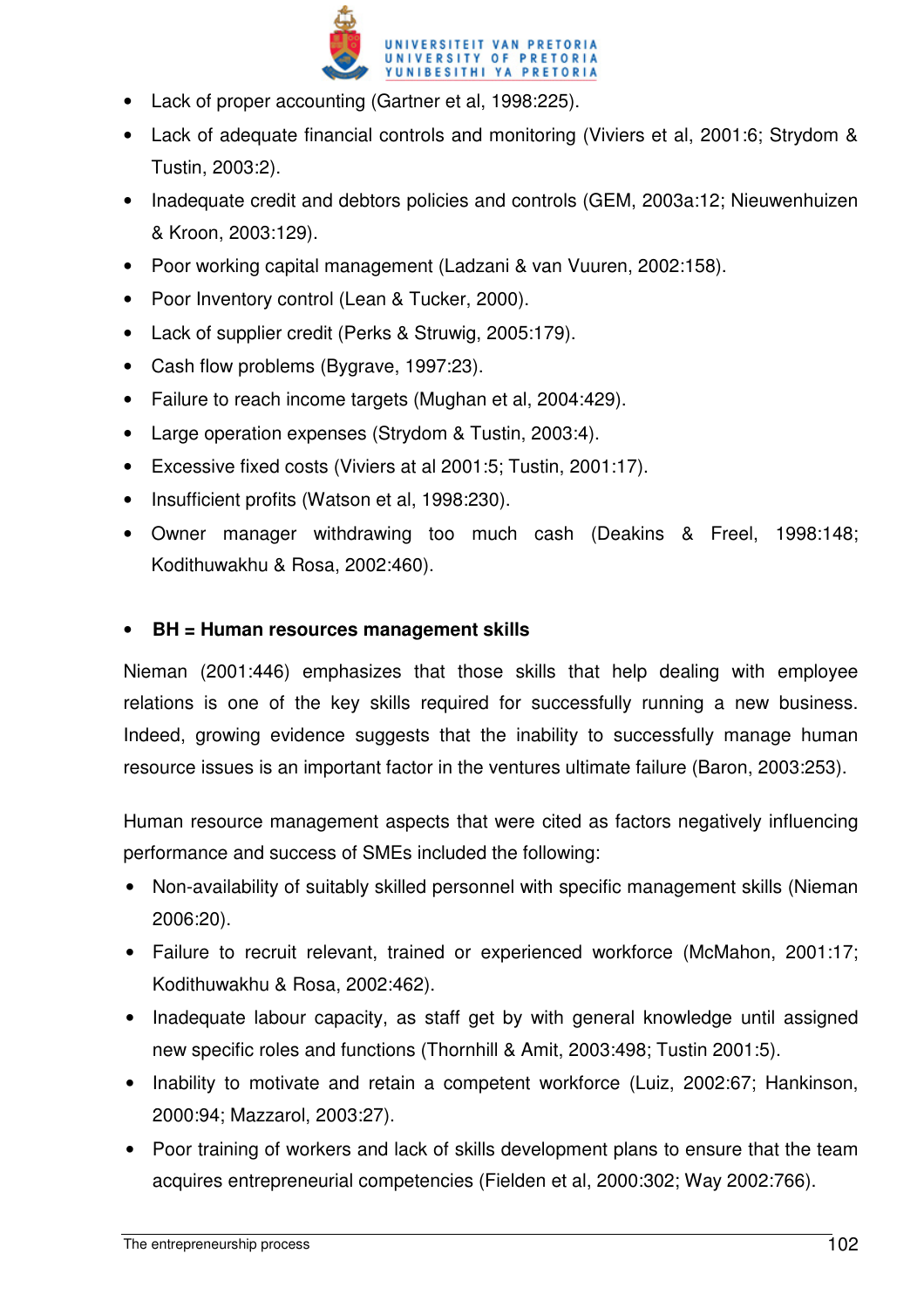- Lack of proper accounting (Gartner et al, 1998:225).
- Lack of adequate financial controls and monitoring (Viviers et al, 2001:6; Strydom & Tustin, 2003:2).
- Inadequate credit and debtors policies and controls (GEM, 2003a:12; Nieuwenhuizen & Kroon, 2003:129).
- Poor working capital management (Ladzani & van Vuuren, 2002:158).
- Poor Inventory control (Lean & Tucker, 2000).
- Lack of supplier credit (Perks & Struwig, 2005:179).
- Cash flow problems (Bygrave, 1997:23).
- Failure to reach income targets (Mughan et al, 2004:429).
- Large operation expenses (Strydom & Tustin, 2003:4).
- Excessive fixed costs (Viviers at al 2001:5; Tustin, 2001:17).
- Insufficient profits (Watson et al, 1998:230).
- Owner manager withdrawing too much cash (Deakins & Freel, 1998:148; Kodithuwakhu & Rosa, 2002:460).

- **BH = Human resources management skills**

Nieman (2001:446) emphasizes that those skills that help dealing with employee relations is one of the key skills required for successfully running a new business. Indeed, growing evidence suggests that the inability to successfully manage human resource issues is an important factor in the ventures ultimate failure (Baron, 2003:253).

Human resource management aspects that were cited as factors negatively influencing performance and success of SMEs included the following:

- Non-availability of suitably skilled personnel with specific management skills (Nieman 2006:20).
- Failure to recruit relevant, trained or experienced workforce (McMahon, 2001:17; Kodithuwakhu & Rosa, 2002:462).
- Inadequate labour capacity, as staff get by with general knowledge until assigned new specific roles and functions (Thornhill & Amit, 2003:498; Tustin 2001:5).
- Inability to motivate and retain a competent workforce (Luiz, 2002:67; Hankinson, 2000:94; Mazzarol, 2003:27).
- Poor training of workers and lack of skills development plans to ensure that the team acquires entrepreneurial competencies (Fielden et al, 2000:302; Way 2002:766).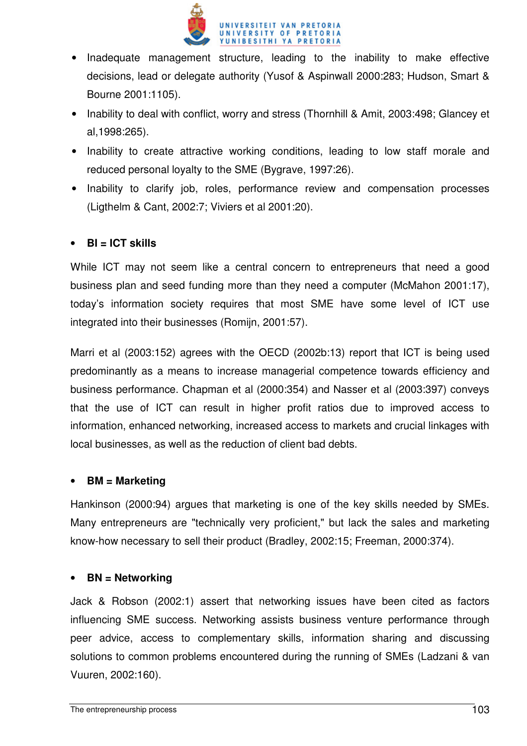- Inadequate management structure, leading to the inability to make effective decisions, lead or delegate authority (Yusof & Aspinwall 2000:283; Hudson, Smart & Bourne 2001:1105).
- Inability to deal with conflict, worry and stress (Thornhill & Amit, 2003:498; Glancey et al,1998:265).
- Inability to create attractive working conditions, leading to low staff morale and reduced personal loyalty to the SME (Bygrave, 1997:26).
- Inability to clarify job, roles, performance review and compensation processes (Ligthelm & Cant, 2002:7; Viviers et al 2001:20).

- **BI = ICT skills**

While ICT may not seem like a central concern to entrepreneurs that need a good business plan and seed funding more than they need a computer (McMahon 2001:17), today's information society requires that most SME have some level of ICT use integrated into their businesses (Romijn, 2001:57).

Marri et al (2003:152) agrees with the OECD (2002b:13) report that ICT is being used predominantly as a means to increase managerial competence towards efficiency and business performance. Chapman et al (2000:354) and Nasser et al (2003:397) conveys that the use of ICT can result in higher profit ratios due to improved access to information, enhanced networking, increased access to markets and crucial linkages with local businesses, as well as the reduction of client bad debts.

- **BM = Marketing**

Hankinson (2000:94) argues that marketing is one of the key skills needed by SMEs. Many entrepreneurs are "technically very proficient," but lack the sales and marketing know-how necessary to sell their product (Bradley, 2002:15; Freeman, 2000:374).

- **BN = Networking**

Jack & Robson (2002:1) assert that networking issues have been cited as factors influencing SME success. Networking assists business venture performance through peer advice, access to complementary skills, information sharing and discussing solutions to common problems encountered during the running of SMEs (Ladzani & van Vuuren, 2002:160).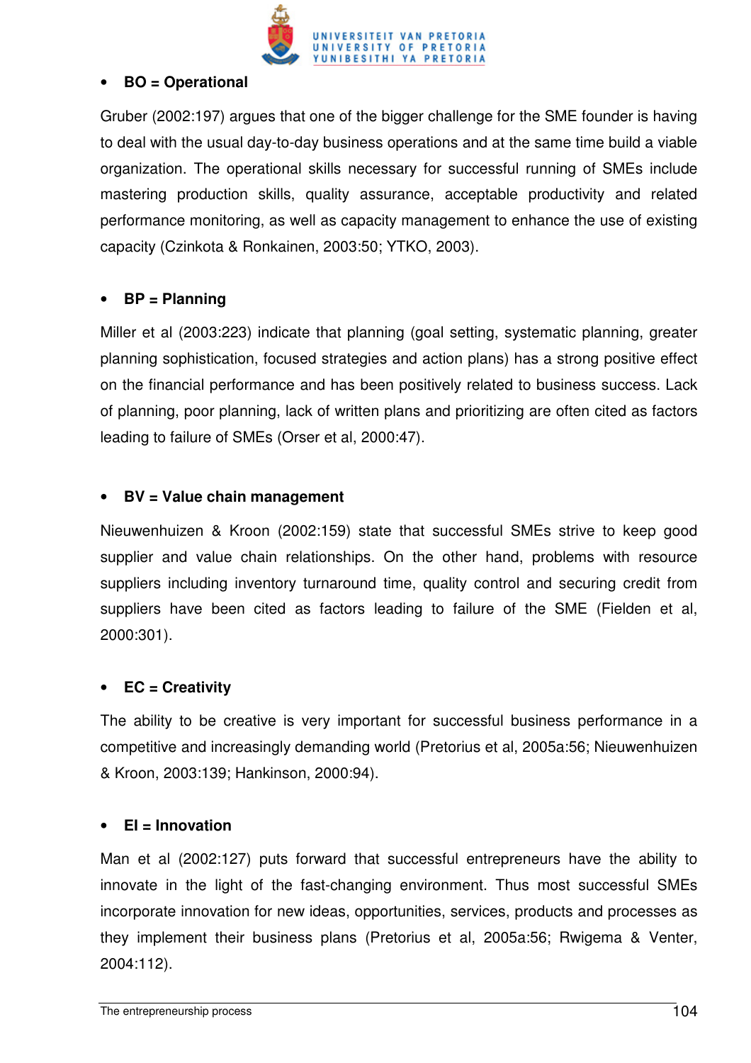- **BO = Operational**

Gruber (2002:197) argues that one of the bigger challenge for the SME founder is having to deal with the usual day-to-day business operations and at the same time build a viable organization. The operational skills necessary for successful running of SMEs include mastering production skills, quality assurance, acceptable productivity and related performance monitoring, as well as capacity management to enhance the use of existing capacity (Czinkota & Ronkainen, 2003:50; YTKO, 2003).

- **BP = Planning**

Miller et al (2003:223) indicate that planning (goal setting, systematic planning, greater planning sophistication, focused strategies and action plans) has a strong positive effect on the financial performance and has been positively related to business success. Lack of planning, poor planning, lack of written plans and prioritizing are often cited as factors leading to failure of SMEs (Orser et al, 2000:47).

- **BV = Value chain management**

Nieuwenhuizen & Kroon (2002:159) state that successful SMEs strive to keep good supplier and value chain relationships. On the other hand, problems with resource suppliers including inventory turnaround time, quality control and securing credit from suppliers have been cited as factors leading to failure of the SME (Fielden et al, 2000:301).

- **EC = Creativity**

The ability to be creative is very important for successful business performance in a competitive and increasingly demanding world (Pretorius et al, 2005a:56; Nieuwenhuizen & Kroon, 2003:139; Hankinson, 2000:94).

- **EI = Innovation**

Man et al (2002:127) puts forward that successful entrepreneurs have the ability to innovate in the light of the fast-changing environment. Thus most successful SMEs incorporate innovation for new ideas, opportunities, services, products and processes as they implement their business plans (Pretorius et al, 2005a:56; Rwigema & Venter, 2004:112).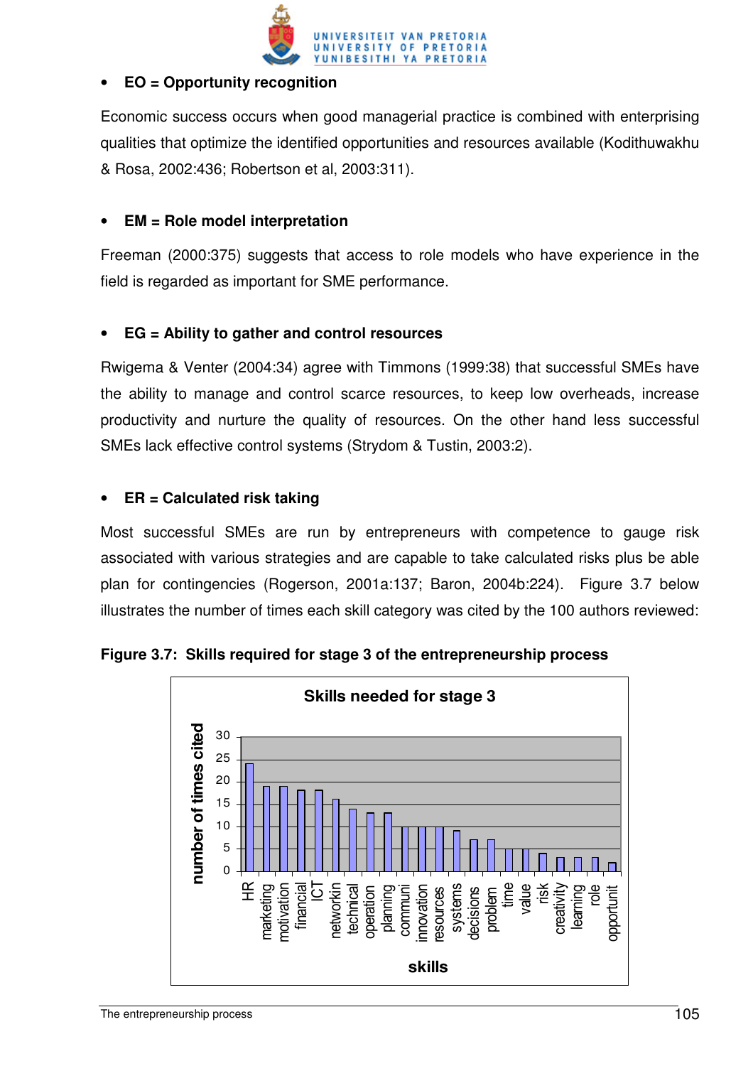- **EO = Opportunity recognition**

Economic success occurs when good managerial practice is combined with enterprising qualities that optimize the identified opportunities and resources available (Kodithuwakhu & Rosa, 2002:436; Robertson et al, 2003:311).

- **EM = Role model interpretation**

Freeman (2000:375) suggests that access to role models who have experience in the field is regarded as important for SME performance.

- **EG = Ability to gather and control resources**

Rwigema & Venter (2004:34) agree with Timmons (1999:38) that successful SMEs have the ability to manage and control scarce resources, to keep low overheads, increase productivity and nurture the quality of resources. On the other hand less successful SMEs lack effective control systems (Strydom & Tustin, 2003:2).

- **ER = Calculated risk taking**

Most successful SMEs are run by entrepreneurs with competence to gauge risk associated with various strategies and are capable to take calculated risks plus be able plan for contingencies (Rogerson, 2001a:137; Baron, 2004b:224). Figure 3.7 below illustrates the number of times each skill category was cited by the 100 authors reviewed:

**Figure 3.7: Skills required for stage 3 of the entrepreneurship process**

Skills needed for stage 3

| skills | number of times cited |
|---|---|
| HR | 24 |
| marketing | 19 |
| motivation | 19 |
| financial | 18 |
| ICT | 18 |
| networkin | 16 |
| technical | 14 |
| operation | 13 |
| planning | 13 |
| communi | 10 |
| innovation | 10 |
| resources | 10 |
| systems | 9 |
| decisions | 7 |
| problem | 7 |
| time | 5 |
| value | 5 |
| risk | 4 |
| creativity | 3 |
| learning | 3 |
| role | 3 |
| opportunit | 2 |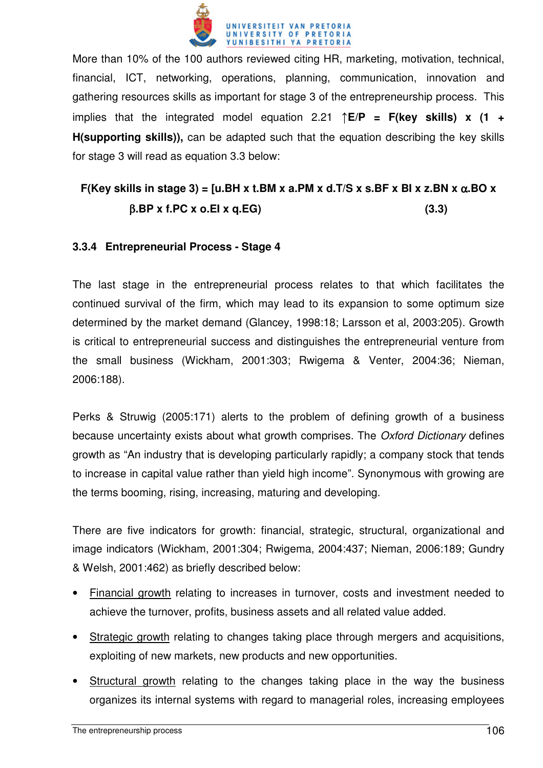More than 10% of the 100 authors reviewed citing HR, marketing, motivation, technical, financial, ICT, networking, operations, planning, communication, innovation and gathering resources skills as important for stage 3 of the entrepreneurship process. This implies that the integrated model equation 2.21 **↑E/P = F(key skills) x (1 + H(supporting skills)),** can be adapted such that the equation describing the key skills for stage 3 will read as equation 3.3 below:

$$\text{F(Key skills in stage 3)} = [u.BH \times t.BM \times a.PM \times d.T/S \times s.BF \times BI \times z.BN \times \alpha.BO \times \beta.BP \times f.PC \times o.EI \times q.EG) \quad (3.3)$$

### 3.3.4 Entrepreneurial Process - Stage 4

The last stage in the entrepreneurial process relates to that which facilitates the continued survival of the firm, which may lead to its expansion to some optimum size determined by the market demand (Glancey, 1998:18; Larsson et al, 2003:205). Growth is critical to entrepreneurial success and distinguishes the entrepreneurial venture from the small business (Wickham, 2001:303; Rwigema & Venter, 2004:36; Nieman, 2006:188).

Perks & Struwig (2005:171) alerts to the problem of defining growth of a business because uncertainty exists about what growth comprises. The *Oxford Dictionary* defines growth as "An industry that is developing particularly rapidly; a company stock that tends to increase in capital value rather than yield high income". Synonymous with growing are the terms booming, rising, increasing, maturing and developing.

There are five indicators for growth: financial, strategic, structural, organizational and image indicators (Wickham, 2001:304; Rwigema, 2004:437; Nieman, 2006:189; Gundry & Welsh, 2001:462) as briefly described below:

- Financial growth relating to increases in turnover, costs and investment needed to achieve the turnover, profits, business assets and all related value added.
- Strategic growth relating to changes taking place through mergers and acquisitions, exploiting of new markets, new products and new opportunities.
- Structural growth relating to the changes taking place in the way the business organizes its internal systems with regard to managerial roles, increasing employees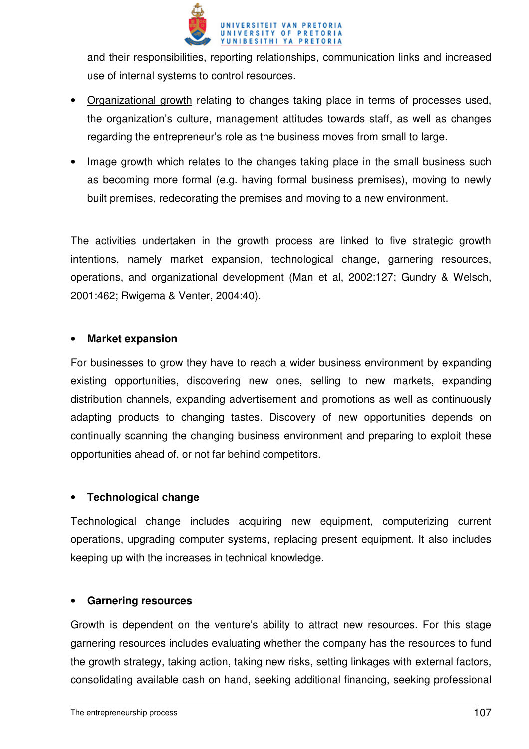and their responsibilities, reporting relationships, communication links and increased use of internal systems to control resources.

- Organizational growth relating to changes taking place in terms of processes used, the organization's culture, management attitudes towards staff, as well as changes regarding the entrepreneur's role as the business moves from small to large.
- Image growth which relates to the changes taking place in the small business such as becoming more formal (e.g. having formal business premises), moving to newly built premises, redecorating the premises and moving to a new environment.

The activities undertaken in the growth process are linked to five strategic growth intentions, namely market expansion, technological change, garnering resources, operations, and organizational development (Man et al, 2002:127; Gundry & Welsch, 2001:462; Rwigema & Venter, 2004:40).

- **Market expansion**

For businesses to grow they have to reach a wider business environment by expanding existing opportunities, discovering new ones, selling to new markets, expanding distribution channels, expanding advertisement and promotions as well as continuously adapting products to changing tastes. Discovery of new opportunities depends on continually scanning the changing business environment and preparing to exploit these opportunities ahead of, or not far behind competitors.

- **Technological change**

Technological change includes acquiring new equipment, computerizing current operations, upgrading computer systems, replacing present equipment. It also includes keeping up with the increases in technical knowledge.

- **Garnering resources**

Growth is dependent on the venture's ability to attract new resources. For this stage garnering resources includes evaluating whether the company has the resources to fund the growth strategy, taking action, taking new risks, setting linkages with external factors, consolidating available cash on hand, seeking additional financing, seeking professional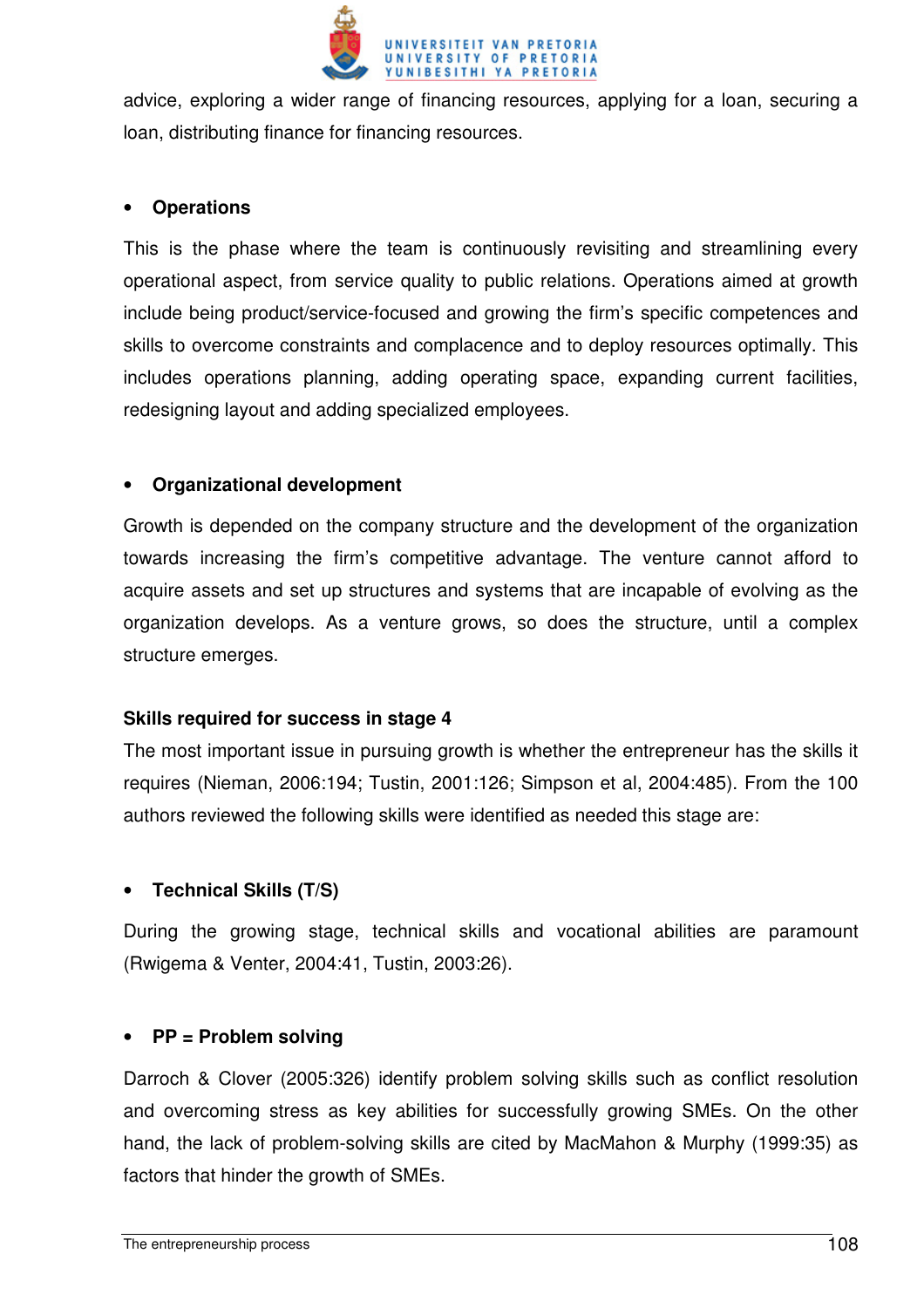advice, exploring a wider range of financing resources, applying for a loan, securing a loan, distributing finance for financing resources.

- **Operations**

This is the phase where the team is continuously revisiting and streamlining every operational aspect, from service quality to public relations. Operations aimed at growth include being product/service-focused and growing the firm's specific competences and skills to overcome constraints and complacence and to deploy resources optimally. This includes operations planning, adding operating space, expanding current facilities, redesigning layout and adding specialized employees.

- **Organizational development**

Growth is depended on the company structure and the development of the organization towards increasing the firm's competitive advantage. The venture cannot afford to acquire assets and set up structures and systems that are incapable of evolving as the organization develops. As a venture grows, so does the structure, until a complex structure emerges.

**Skills required for success in stage 4**

The most important issue in pursuing growth is whether the entrepreneur has the skills it requires (Nieman, 2006:194; Tustin, 2001:126; Simpson et al, 2004:485). From the 100 authors reviewed the following skills were identified as needed this stage are:

- **Technical Skills (T/S)**

During the growing stage, technical skills and vocational abilities are paramount (Rwigema & Venter, 2004:41, Tustin, 2003:26).

- **PP = Problem solving**

Darroch & Clover (2005:326) identify problem solving skills such as conflict resolution and overcoming stress as key abilities for successfully growing SMEs. On the other hand, the lack of problem-solving skills are cited by MacMahon & Murphy (1999:35) as factors that hinder the growth of SMEs.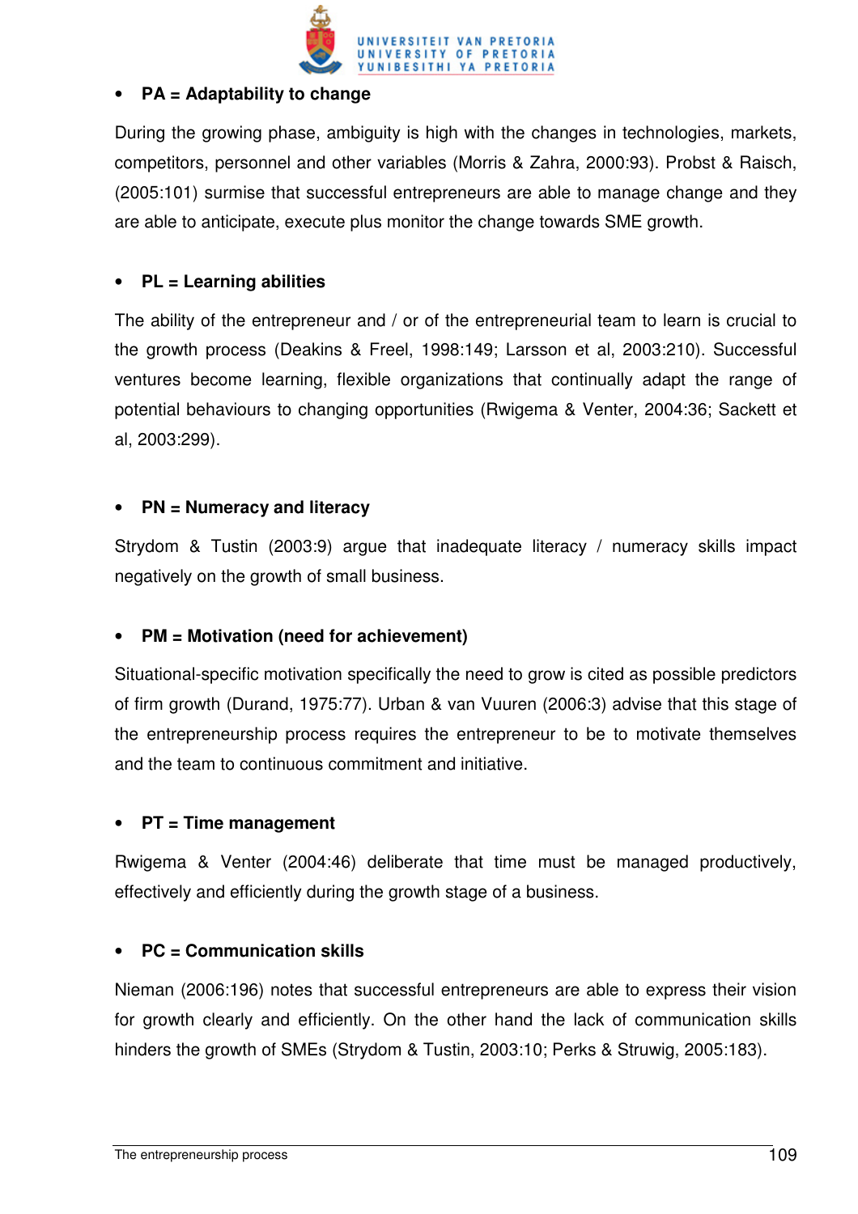- **PA = Adaptability to change**

During the growing phase, ambiguity is high with the changes in technologies, markets, competitors, personnel and other variables (Morris & Zahra, 2000:93). Probst & Raisch, (2005:101) surmise that successful entrepreneurs are able to manage change and they are able to anticipate, execute plus monitor the change towards SME growth.

- **PL = Learning abilities**

The ability of the entrepreneur and / or of the entrepreneurial team to learn is crucial to the growth process (Deakins & Freel, 1998:149; Larsson et al, 2003:210). Successful ventures become learning, flexible organizations that continually adapt the range of potential behaviours to changing opportunities (Rwigema & Venter, 2004:36; Sackett et al, 2003:299).

- **PN = Numeracy and literacy**

Strydom & Tustin (2003:9) argue that inadequate literacy / numeracy skills impact negatively on the growth of small business.

- **PM = Motivation (need for achievement)**

Situational-specific motivation specifically the need to grow is cited as possible predictors of firm growth (Durand, 1975:77). Urban & van Vuuren (2006:3) advise that this stage of the entrepreneurship process requires the entrepreneur to be to motivate themselves and the team to continuous commitment and initiative.

- **PT = Time management**

Rwigema & Venter (2004:46) deliberate that time must be managed productively, effectively and efficiently during the growth stage of a business.

- **PC = Communication skills**

Nieman (2006:196) notes that successful entrepreneurs are able to express their vision for growth clearly and efficiently. On the other hand the lack of communication skills hinders the growth of SMEs (Strydom & Tustin, 2003:10; Perks & Struwig, 2005:183).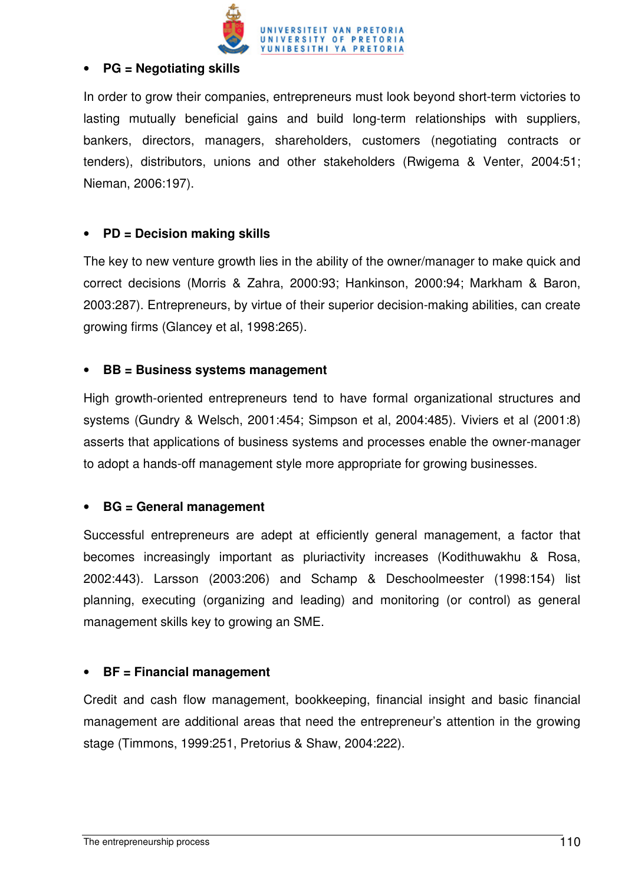- **PG = Negotiating skills**

In order to grow their companies, entrepreneurs must look beyond short-term victories to lasting mutually beneficial gains and build long-term relationships with suppliers, bankers, directors, managers, shareholders, customers (negotiating contracts or tenders), distributors, unions and other stakeholders (Rwigema & Venter, 2004:51; Nieman, 2006:197).

- **PD = Decision making skills**

The key to new venture growth lies in the ability of the owner/manager to make quick and correct decisions (Morris & Zahra, 2000:93; Hankinson, 2000:94; Markham & Baron, 2003:287). Entrepreneurs, by virtue of their superior decision-making abilities, can create growing firms (Glancey et al, 1998:265).

- **BB = Business systems management**

High growth-oriented entrepreneurs tend to have formal organizational structures and systems (Gundry & Welsch, 2001:454; Simpson et al, 2004:485). Viviers et al (2001:8) asserts that applications of business systems and processes enable the owner-manager to adopt a hands-off management style more appropriate for growing businesses.

- **BG = General management**

Successful entrepreneurs are adept at efficiently general management, a factor that becomes increasingly important as pluriactivity increases (Kodithuwakhu & Rosa, 2002:443). Larsson (2003:206) and Schamp & Deschoolmeester (1998:154) list planning, executing (organizing and leading) and monitoring (or control) as general management skills key to growing an SME.

- **BF = Financial management**

Credit and cash flow management, bookkeeping, financial insight and basic financial management are additional areas that need the entrepreneur's attention in the growing stage (Timmons, 1999:251, Pretorius & Shaw, 2004:222).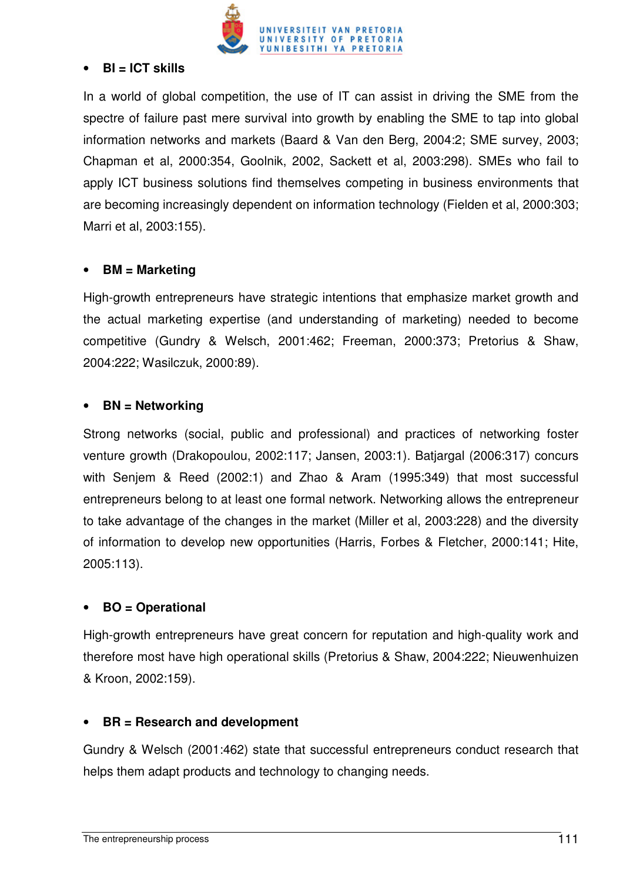- **BI = ICT skills**

In a world of global competition, the use of IT can assist in driving the SME from the spectre of failure past mere survival into growth by enabling the SME to tap into global information networks and markets (Baard & Van den Berg, 2004:2; SME survey, 2003; Chapman et al, 2000:354, Goolnik, 2002, Sackett et al, 2003:298). SMEs who fail to apply ICT business solutions find themselves competing in business environments that are becoming increasingly dependent on information technology (Fielden et al, 2000:303; Marri et al, 2003:155).

- **BM = Marketing**

High-growth entrepreneurs have strategic intentions that emphasize market growth and the actual marketing expertise (and understanding of marketing) needed to become competitive (Gundry & Welsch, 2001:462; Freeman, 2000:373; Pretorius & Shaw, 2004:222; Wasilczuk, 2000:89).

- **BN = Networking**

Strong networks (social, public and professional) and practices of networking foster venture growth (Drakopoulou, 2002:117; Jansen, 2003:1). Batjargal (2006:317) concurs with Senjem & Reed (2002:1) and Zhao & Aram (1995:349) that most successful entrepreneurs belong to at least one formal network. Networking allows the entrepreneur to take advantage of the changes in the market (Miller et al, 2003:228) and the diversity of information to develop new opportunities (Harris, Forbes & Fletcher, 2000:141; Hite, 2005:113).

- **BO = Operational**

High-growth entrepreneurs have great concern for reputation and high-quality work and therefore most have high operational skills (Pretorius & Shaw, 2004:222; Nieuwenhuizen & Kroon, 2002:159).

- **BR = Research and development**

Gundry & Welsch (2001:462) state that successful entrepreneurs conduct research that helps them adapt products and technology to changing needs.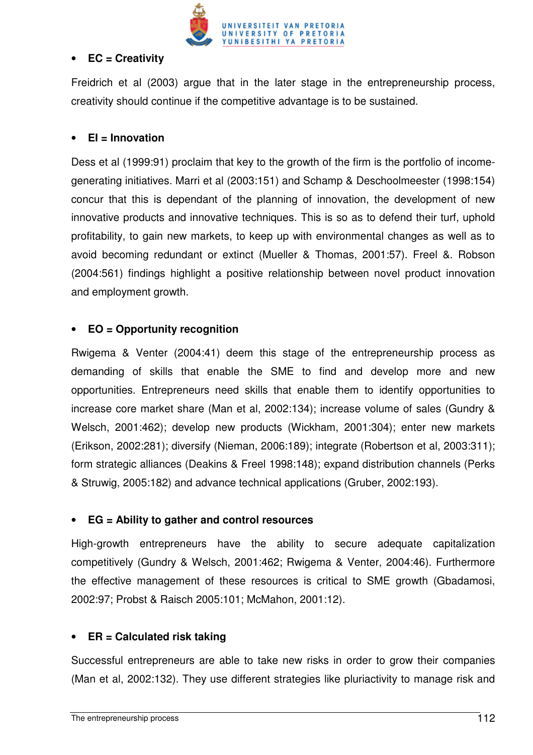- **EC = Creativity**

Freidrich et al (2003) argue that in the later stage in the entrepreneurship process, creativity should continue if the competitive advantage is to be sustained.

- **EI = Innovation**

Dess et al (1999:91) proclaim that key to the growth of the firm is the portfolio of income-generating initiatives. Marri et al (2003:151) and Schamp & Deschoolmeester (1998:154) concur that this is dependant of the planning of innovation, the development of new innovative products and innovative techniques. This is so as to defend their turf, uphold profitability, to gain new markets, to keep up with environmental changes as well as to avoid becoming redundant or extinct (Mueller & Thomas, 2001:57). Freel &. Robson (2004:561) findings highlight a positive relationship between novel product innovation and employment growth.

- **EO = Opportunity recognition**

Rwigema & Venter (2004:41) deem this stage of the entrepreneurship process as demanding of skills that enable the SME to find and develop more and new opportunities. Entrepreneurs need skills that enable them to identify opportunities to increase core market share (Man et al, 2002:134); increase volume of sales (Gundry & Welsch, 2001:462); develop new products (Wickham, 2001:304); enter new markets (Erikson, 2002:281); diversify (Nieman, 2006:189); integrate (Robertson et al, 2003:311); form strategic alliances (Deakins & Freel 1998:148); expand distribution channels (Perks & Struwig, 2005:182) and advance technical applications (Gruber, 2002:193).

- **EG = Ability to gather and control resources**

High-growth entrepreneurs have the ability to secure adequate capitalization competitively (Gundry & Welsch, 2001:462; Rwigema & Venter, 2004:46). Furthermore the effective management of these resources is critical to SME growth (Gbadamosi, 2002:97; Probst & Raisch 2005:101; McMahon, 2001:12).

- **ER = Calculated risk taking**

Successful entrepreneurs are able to take new risks in order to grow their companies (Man et al, 2002:132). They use different strategies like pluriactivity to manage risk and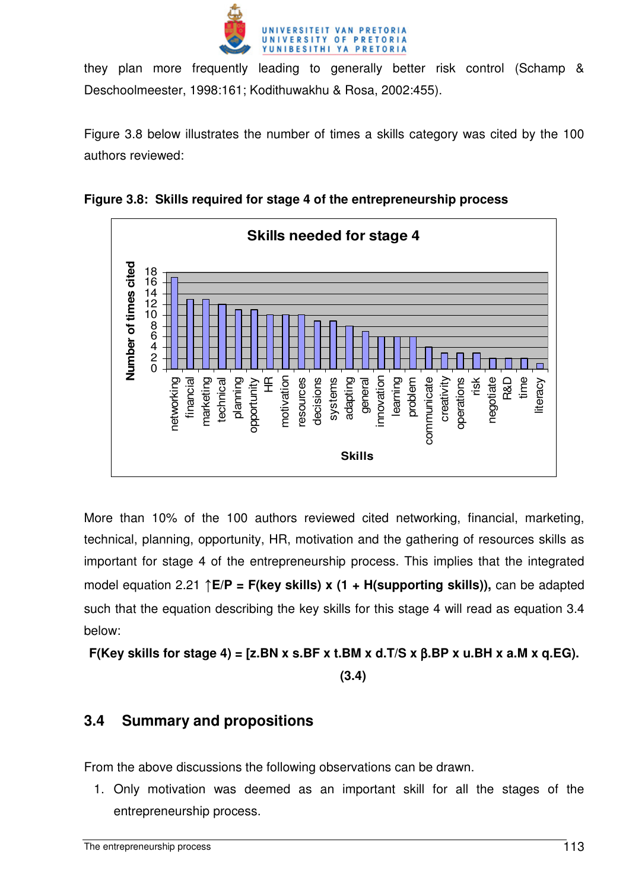they plan more frequently leading to generally better risk control (Schamp & Deschoolmeester, 1998:161; Kodithuwakhu & Rosa, 2002:455).

Figure 3.8 below illustrates the number of times a skills category was cited by the 100 authors reviewed:

**Figure 3.8: Skills required for stage 4 of the entrepreneurship process**

More than 10% of the 100 authors reviewed cited networking, financial, marketing, technical, planning, opportunity, HR, motivation and the gathering of resources skills as important for stage 4 of the entrepreneurship process. This implies that the integrated model equation 2.21 **↑E/P = F(key skills) x (1 + H(supporting skills)),** can be adapted such that the equation describing the key skills for this stage 4 will read as equation 3.4 below:

$$\textbf{F(Key skills for stage 4)} = [z.BN \times s.BF \times t.BM \times d.T/S \times \beta.BP \times u.BH \times a.M \times q.EG). \quad \textbf{(3.4)}$$

## 3.4 Summary and propositions

From the above discussions the following observations can be drawn.

1. Only motivation was deemed as an important skill for all the stages of the entrepreneurship process.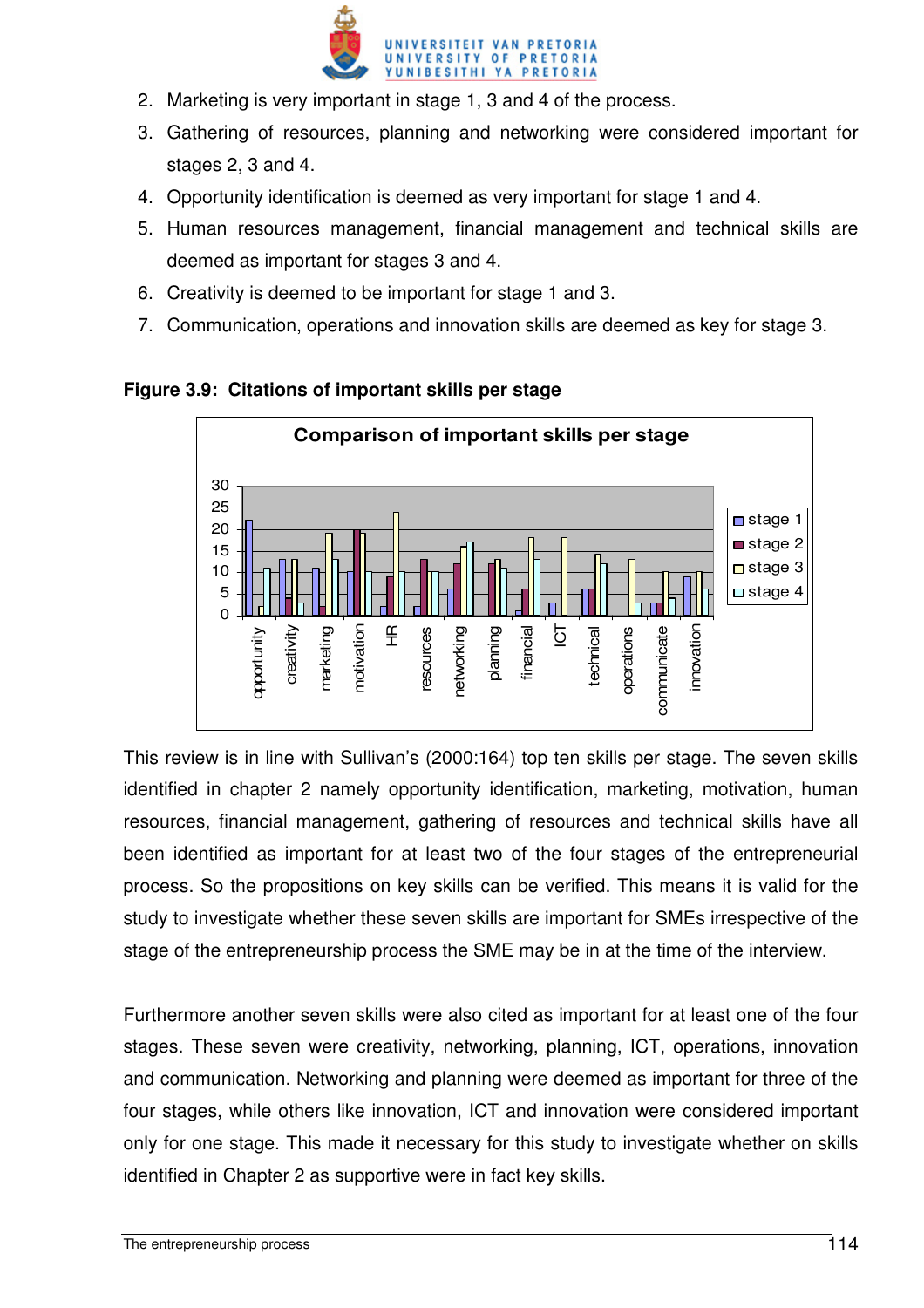2. Marketing is very important in stage 1, 3 and 4 of the process.
3. Gathering of resources, planning and networking were considered important for stages 2, 3 and 4.
4. Opportunity identification is deemed as very important for stage 1 and 4.
5. Human resources management, financial management and technical skills are deemed as important for stages 3 and 4.
6. Creativity is deemed to be important for stage 1 and 3.
7. Communication, operations and innovation skills are deemed as key for stage 3.

**Figure 3.9: Citations of important skills per stage**

This review is in line with Sullivan's (2000:164) top ten skills per stage. The seven skills identified in chapter 2 namely opportunity identification, marketing, motivation, human resources, financial management, gathering of resources and technical skills have all been identified as important for at least two of the four stages of the entrepreneurial process. So the propositions on key skills can be verified. This means it is valid for the study to investigate whether these seven skills are important for SMEs irrespective of the stage of the entrepreneurship process the SME may be in at the time of the interview.

Furthermore another seven skills were also cited as important for at least one of the four stages. These seven were creativity, networking, planning, ICT, operations, innovation and communication. Networking and planning were deemed as important for three of the four stages, while others like innovation, ICT and innovation were considered important only for one stage. This made it necessary for this study to investigate whether on skills identified in Chapter 2 as supportive were in fact key skills.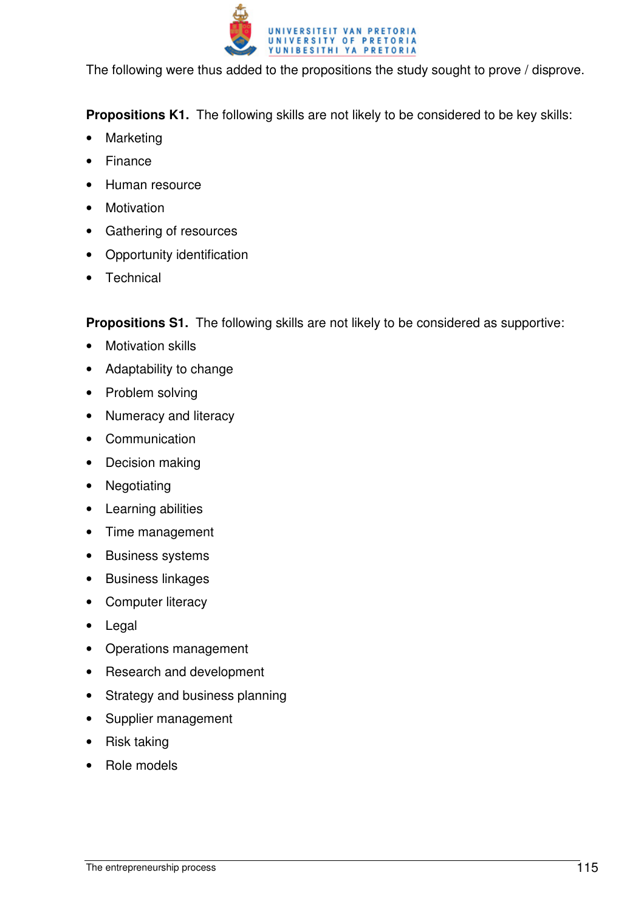The following were thus added to the propositions the study sought to prove / disprove.

**Propositions K1.** The following skills are not likely to be considered to be key skills:

- Marketing
- Finance
- Human resource
- Motivation
- Gathering of resources
- Opportunity identification
- Technical

**Propositions S1.** The following skills are not likely to be considered as supportive:

- Motivation skills
- Adaptability to change
- Problem solving
- Numeracy and literacy
- Communication
- Decision making
- Negotiating
- Learning abilities
- Time management
- Business systems
- Business linkages
- Computer literacy
- Legal
- Operations management
- Research and development
- Strategy and business planning
- Supplier management
- Risk taking
- Role models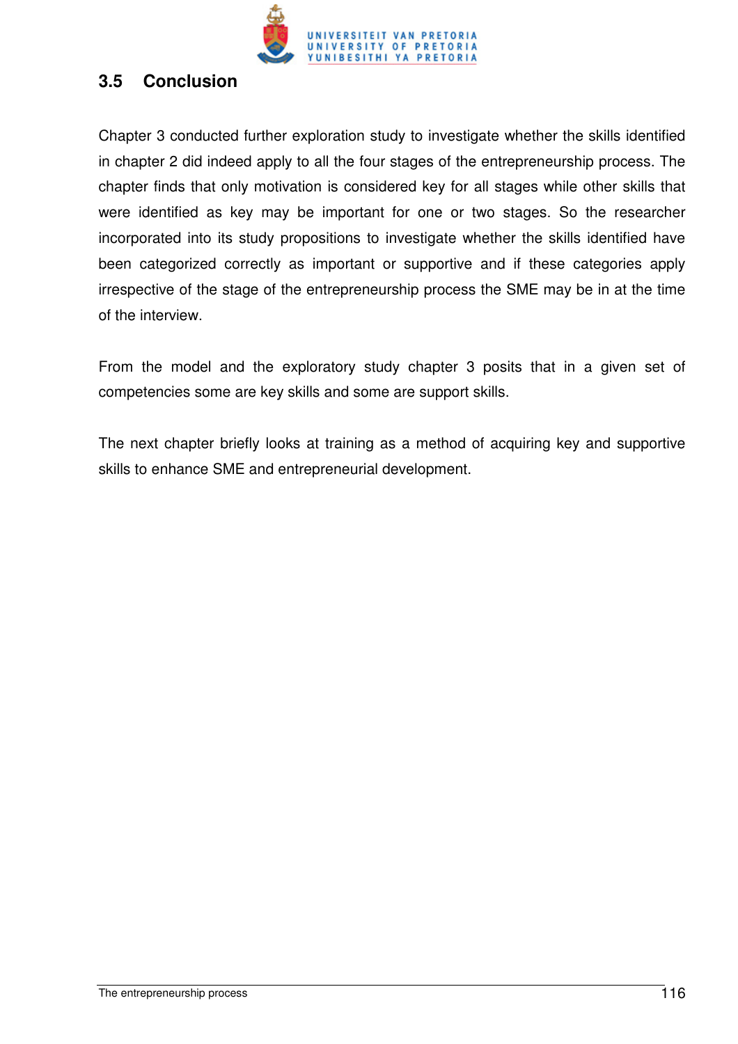## 3.5 Conclusion

Chapter 3 conducted further exploration study to investigate whether the skills identified in chapter 2 did indeed apply to all the four stages of the entrepreneurship process. The chapter finds that only motivation is considered key for all stages while other skills that were identified as key may be important for one or two stages. So the researcher incorporated into its study propositions to investigate whether the skills identified have been categorized correctly as important or supportive and if these categories apply irrespective of the stage of the entrepreneurship process the SME may be in at the time of the interview.

From the model and the exploratory study chapter 3 posits that in a given set of competencies some are key skills and some are support skills.

The next chapter briefly looks at training as a method of acquiring key and supportive skills to enhance SME and entrepreneurial development.